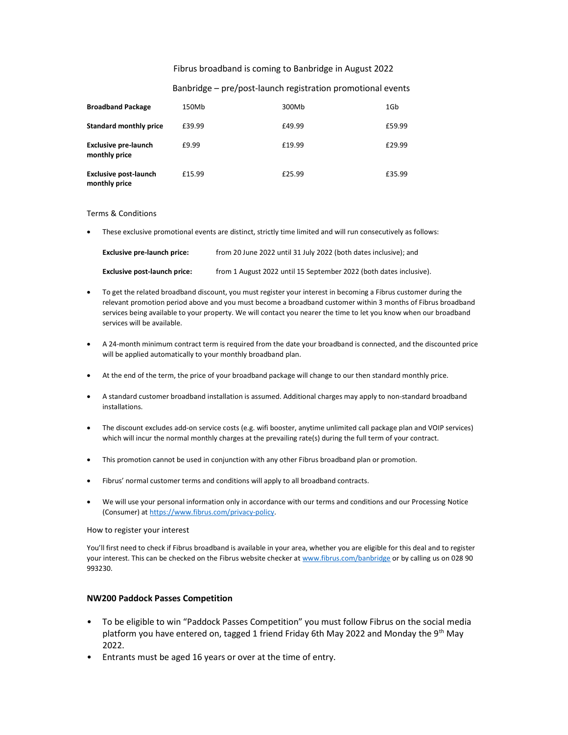Fibrus broadband is coming to Banbridge in August 2022

Banbridge – pre/post-launch registration promotional events

| **Broadband Package** | 150Mb | 300Mb | 1Gb |
|---|---|---|---|
| **Standard monthly price** | £39.99 | £49.99 | £59.99 |
| **Exclusive pre-launch monthly price** | £9.99 | £19.99 | £29.99 |
| **Exclusive post-launch monthly price** | £15.99 | £25.99 | £35.99 |

Terms & Conditions

- These exclusive promotional events are distinct, strictly time limited and will run consecutively as follows:

  | | |
  |---|---|
  | **Exclusive pre-launch price:** | from 20 June 2022 until 31 July 2022 (both dates inclusive); and |
  | **Exclusive post-launch price:** | from 1 August 2022 until 15 September 2022 (both dates inclusive). |

- To get the related broadband discount, you must register your interest in becoming a Fibrus customer during the relevant promotion period above and you must become a broadband customer within 3 months of Fibrus broadband services being available to your property. We will contact you nearer the time to let you know when our broadband services will be available.
- A 24-month minimum contract term is required from the date your broadband is connected, and the discounted price will be applied automatically to your monthly broadband plan.
- At the end of the term, the price of your broadband package will change to our then standard monthly price.
- A standard customer broadband installation is assumed. Additional charges may apply to non-standard broadband installations.
- The discount excludes add-on service costs (e.g. wifi booster, anytime unlimited call package plan and VOIP services) which will incur the normal monthly charges at the prevailing rate(s) during the full term of your contract.
- This promotion cannot be used in conjunction with any other Fibrus broadband plan or promotion.
- Fibrus' normal customer terms and conditions will apply to all broadband contracts.
- We will use your personal information only in accordance with our terms and conditions and our Processing Notice (Consumer) at https://www.fibrus.com/privacy-policy.

How to register your interest

You'll first need to check if Fibrus broadband is available in your area, whether you are eligible for this deal and to register your interest. This can be checked on the Fibrus website checker at www.fibrus.com/banbridge or by calling us on 028 90 993230.

### NW200 Paddock Passes Competition

- To be eligible to win "Paddock Passes Competition" you must follow Fibrus on the social media platform you have entered on, tagged 1 friend Friday 6th May 2022 and Monday the 9th May 2022.
- Entrants must be aged 16 years or over at the time of entry.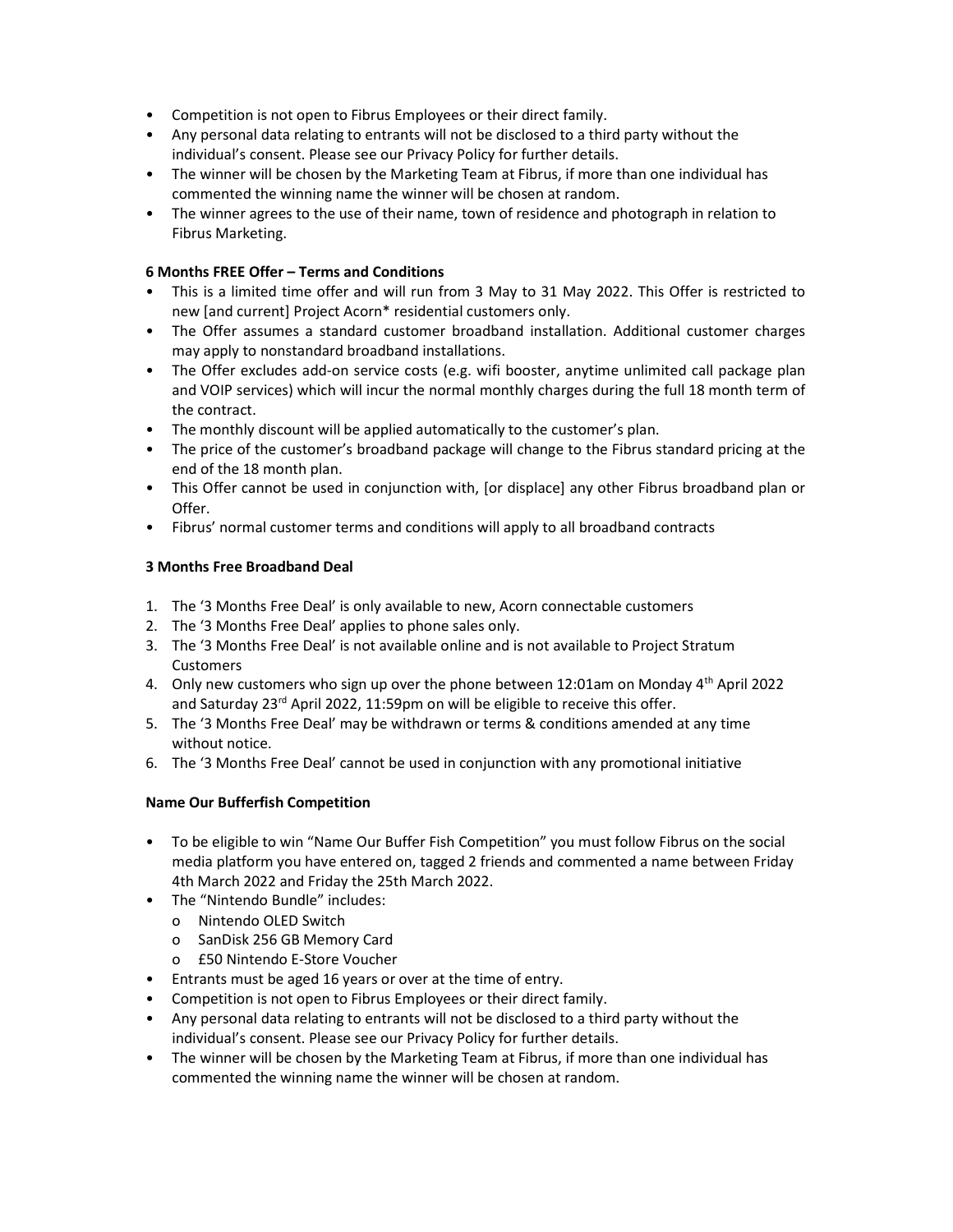- Competition is not open to Fibrus Employees or their direct family.
- Any personal data relating to entrants will not be disclosed to a third party without the individual's consent. Please see our Privacy Policy for further details.
- The winner will be chosen by the Marketing Team at Fibrus, if more than one individual has commented the winning name the winner will be chosen at random.
- The winner agrees to the use of their name, town of residence and photograph in relation to Fibrus Marketing.

**6 Months FREE Offer – Terms and Conditions**

- This is a limited time offer and will run from 3 May to 31 May 2022. This Offer is restricted to new [and current] Project Acorn* residential customers only.
- The Offer assumes a standard customer broadband installation. Additional customer charges may apply to nonstandard broadband installations.
- The Offer excludes add-on service costs (e.g. wifi booster, anytime unlimited call package plan and VOIP services) which will incur the normal monthly charges during the full 18 month term of the contract.
- The monthly discount will be applied automatically to the customer's plan.
- The price of the customer's broadband package will change to the Fibrus standard pricing at the end of the 18 month plan.
- This Offer cannot be used in conjunction with, [or displace] any other Fibrus broadband plan or Offer.
- Fibrus' normal customer terms and conditions will apply to all broadband contracts

**3 Months Free Broadband Deal**

1. The '3 Months Free Deal' is only available to new, Acorn connectable customers
2. The '3 Months Free Deal' applies to phone sales only.
3. The '3 Months Free Deal' is not available online and is not available to Project Stratum Customers
4. Only new customers who sign up over the phone between 12:01am on Monday 4th April 2022 and Saturday 23rd April 2022, 11:59pm on will be eligible to receive this offer.
5. The '3 Months Free Deal' may be withdrawn or terms & conditions amended at any time without notice.
6. The '3 Months Free Deal' cannot be used in conjunction with any promotional initiative

**Name Our Bufferfish Competition**

- To be eligible to win "Name Our Buffer Fish Competition" you must follow Fibrus on the social media platform you have entered on, tagged 2 friends and commented a name between Friday 4th March 2022 and Friday the 25th March 2022.
- The "Nintendo Bundle" includes:
  - Nintendo OLED Switch
  - SanDisk 256 GB Memory Card
  - £50 Nintendo E-Store Voucher
- Entrants must be aged 16 years or over at the time of entry.
- Competition is not open to Fibrus Employees or their direct family.
- Any personal data relating to entrants will not be disclosed to a third party without the individual's consent. Please see our Privacy Policy for further details.
- The winner will be chosen by the Marketing Team at Fibrus, if more than one individual has commented the winning name the winner will be chosen at random.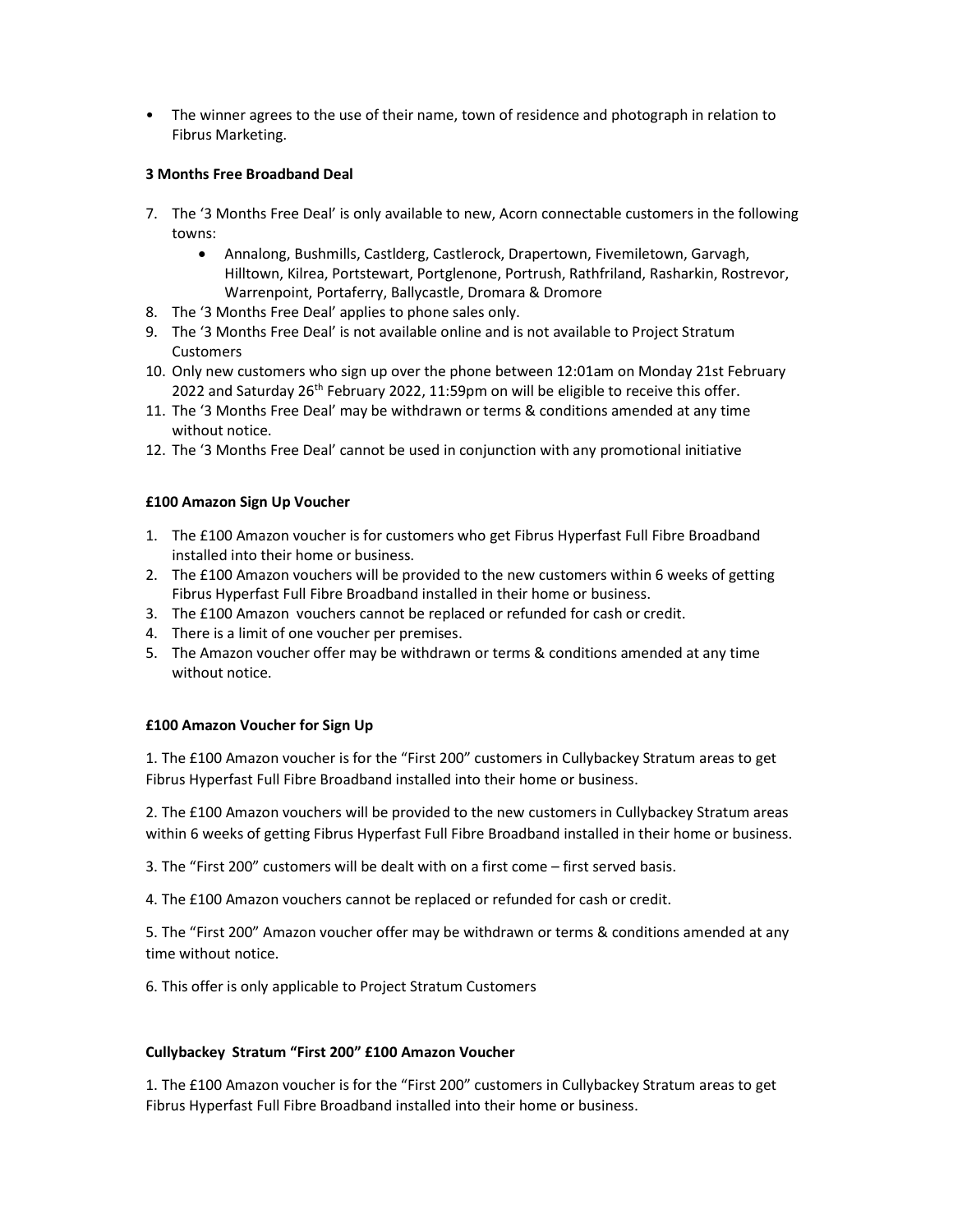- The winner agrees to the use of their name, town of residence and photograph in relation to Fibrus Marketing.

**3 Months Free Broadband Deal**

7. The '3 Months Free Deal' is only available to new, Acorn connectable customers in the following towns:
    - Annalong, Bushmills, Castlderg, Castlerock, Drapertown, Fivemiletown, Garvagh, Hilltown, Kilrea, Portstewart, Portglenone, Portrush, Rathfriland, Rasharkin, Rostrevor, Warrenpoint, Portaferry, Ballycastle, Dromara & Dromore
8. The '3 Months Free Deal' applies to phone sales only.
9. The '3 Months Free Deal' is not available online and is not available to Project Stratum Customers
10. Only new customers who sign up over the phone between 12:01am on Monday 21st February 2022 and Saturday 26th February 2022, 11:59pm on will be eligible to receive this offer.
11. The '3 Months Free Deal' may be withdrawn or terms & conditions amended at any time without notice.
12. The '3 Months Free Deal' cannot be used in conjunction with any promotional initiative

**£100 Amazon Sign Up Voucher**

1. The £100 Amazon voucher is for customers who get Fibrus Hyperfast Full Fibre Broadband installed into their home or business.
2. The £100 Amazon vouchers will be provided to the new customers within 6 weeks of getting Fibrus Hyperfast Full Fibre Broadband installed in their home or business.
3. The £100 Amazon vouchers cannot be replaced or refunded for cash or credit.
4. There is a limit of one voucher per premises.
5. The Amazon voucher offer may be withdrawn or terms & conditions amended at any time without notice.

**£100 Amazon Voucher for Sign Up**

1. The £100 Amazon voucher is for the "First 200" customers in Cullybackey Stratum areas to get Fibrus Hyperfast Full Fibre Broadband installed into their home or business.

2. The £100 Amazon vouchers will be provided to the new customers in Cullybackey Stratum areas within 6 weeks of getting Fibrus Hyperfast Full Fibre Broadband installed in their home or business.

3. The "First 200" customers will be dealt with on a first come – first served basis.

4. The £100 Amazon vouchers cannot be replaced or refunded for cash or credit.

5. The "First 200" Amazon voucher offer may be withdrawn or terms & conditions amended at any time without notice.

6. This offer is only applicable to Project Stratum Customers

**Cullybackey Stratum "First 200" £100 Amazon Voucher**

1. The £100 Amazon voucher is for the "First 200" customers in Cullybackey Stratum areas to get Fibrus Hyperfast Full Fibre Broadband installed into their home or business.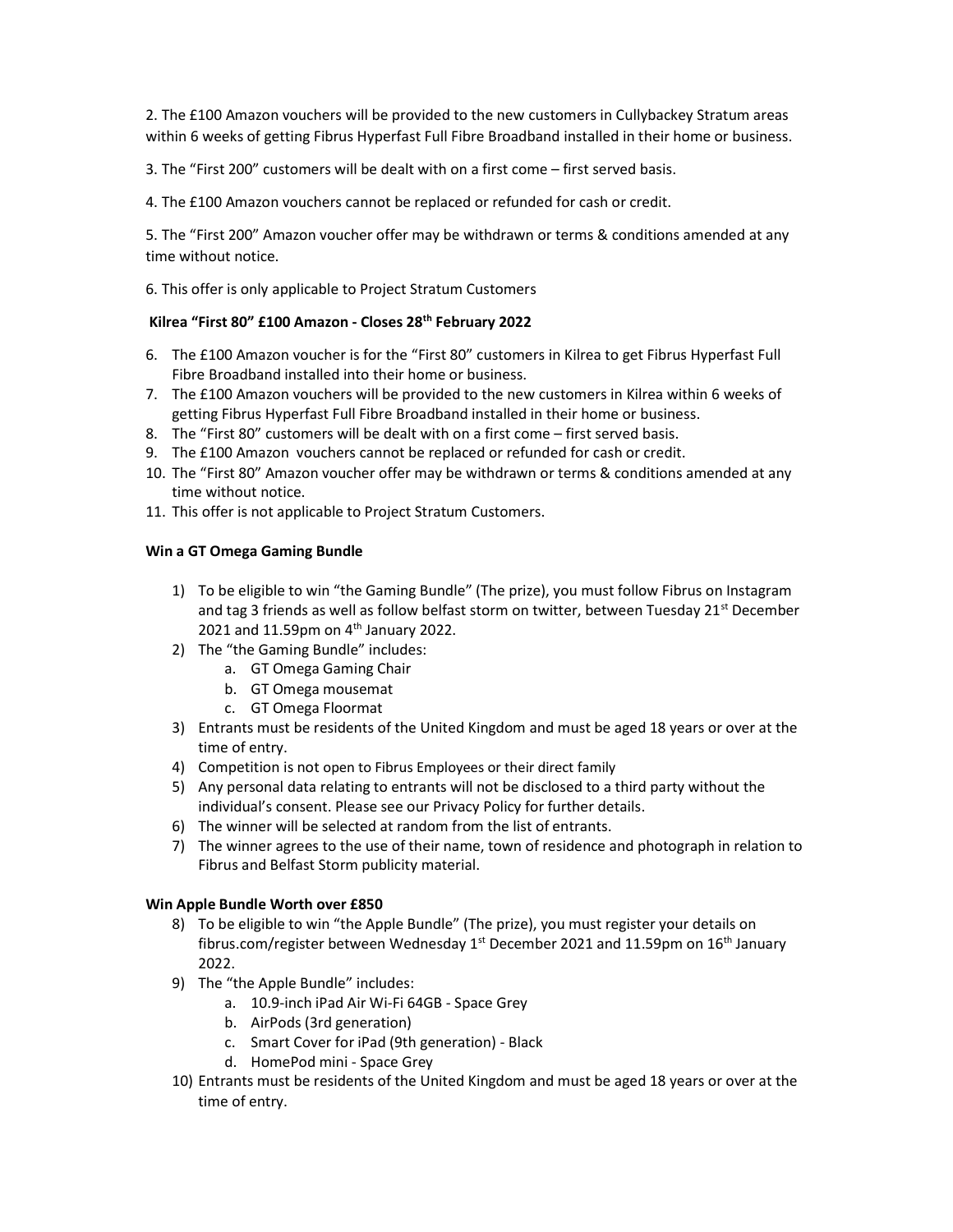2. The £100 Amazon vouchers will be provided to the new customers in Cullybackey Stratum areas within 6 weeks of getting Fibrus Hyperfast Full Fibre Broadband installed in their home or business.

3. The "First 200" customers will be dealt with on a first come – first served basis.

4. The £100 Amazon vouchers cannot be replaced or refunded for cash or credit.

5. The "First 200" Amazon voucher offer may be withdrawn or terms & conditions amended at any time without notice.

6. This offer is only applicable to Project Stratum Customers

**Kilrea "First 80" £100 Amazon - Closes 28th February 2022**

6. The £100 Amazon voucher is for the "First 80" customers in Kilrea to get Fibrus Hyperfast Full Fibre Broadband installed into their home or business.
7. The £100 Amazon vouchers will be provided to the new customers in Kilrea within 6 weeks of getting Fibrus Hyperfast Full Fibre Broadband installed in their home or business.
8. The "First 80" customers will be dealt with on a first come – first served basis.
9. The £100 Amazon vouchers cannot be replaced or refunded for cash or credit.
10. The "First 80" Amazon voucher offer may be withdrawn or terms & conditions amended at any time without notice.
11. This offer is not applicable to Project Stratum Customers.

**Win a GT Omega Gaming Bundle**

1) To be eligible to win "the Gaming Bundle" (The prize), you must follow Fibrus on Instagram and tag 3 friends as well as follow belfast storm on twitter, between Tuesday 21st December 2021 and 11.59pm on 4th January 2022.
2) The "the Gaming Bundle" includes:
    a. GT Omega Gaming Chair
    b. GT Omega mousemat
    c. GT Omega Floormat
3) Entrants must be residents of the United Kingdom and must be aged 18 years or over at the time of entry.
4) Competition is not open to Fibrus Employees or their direct family
5) Any personal data relating to entrants will not be disclosed to a third party without the individual's consent. Please see our Privacy Policy for further details.
6) The winner will be selected at random from the list of entrants.
7) The winner agrees to the use of their name, town of residence and photograph in relation to Fibrus and Belfast Storm publicity material.

**Win Apple Bundle Worth over £850**

8) To be eligible to win "the Apple Bundle" (The prize), you must register your details on fibrus.com/register between Wednesday 1st December 2021 and 11.59pm on 16th January 2022.
9) The "the Apple Bundle" includes:
    a. 10.9-inch iPad Air Wi-Fi 64GB - Space Grey
    b. AirPods (3rd generation)
    c. Smart Cover for iPad (9th generation) - Black
    d. HomePod mini - Space Grey
10) Entrants must be residents of the United Kingdom and must be aged 18 years or over at the time of entry.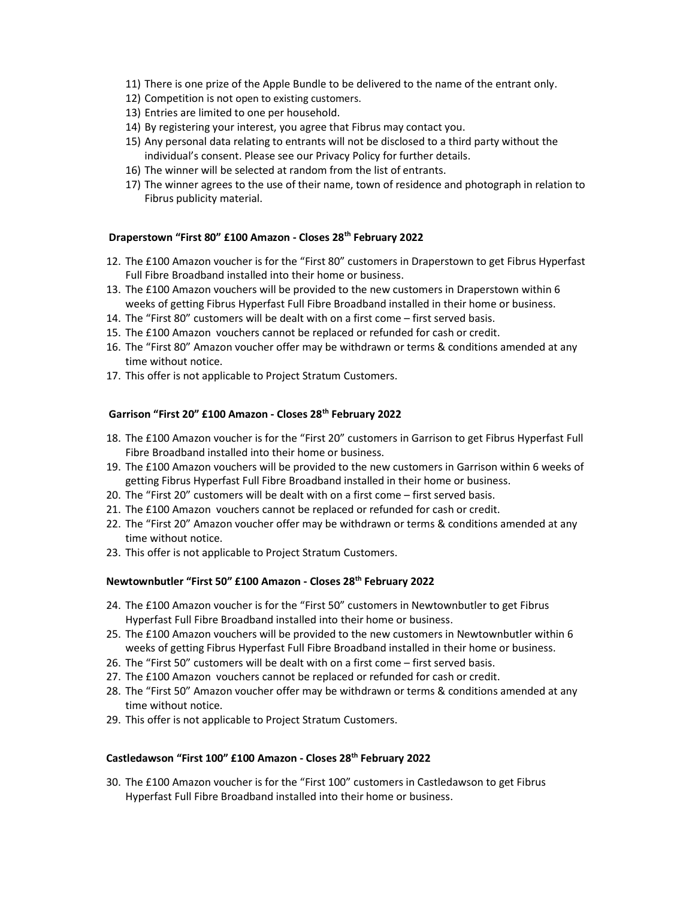11) There is one prize of the Apple Bundle to be delivered to the name of the entrant only.
12) Competition is not open to existing customers.
13) Entries are limited to one per household.
14) By registering your interest, you agree that Fibrus may contact you.
15) Any personal data relating to entrants will not be disclosed to a third party without the individual's consent. Please see our Privacy Policy for further details.
16) The winner will be selected at random from the list of entrants.
17) The winner agrees to the use of their name, town of residence and photograph in relation to Fibrus publicity material.

**Draperstown "First 80" £100 Amazon - Closes 28th February 2022**

12. The £100 Amazon voucher is for the "First 80" customers in Draperstown to get Fibrus Hyperfast Full Fibre Broadband installed into their home or business.
13. The £100 Amazon vouchers will be provided to the new customers in Draperstown within 6 weeks of getting Fibrus Hyperfast Full Fibre Broadband installed in their home or business.
14. The "First 80" customers will be dealt with on a first come – first served basis.
15. The £100 Amazon vouchers cannot be replaced or refunded for cash or credit.
16. The "First 80" Amazon voucher offer may be withdrawn or terms & conditions amended at any time without notice.
17. This offer is not applicable to Project Stratum Customers.

**Garrison "First 20" £100 Amazon - Closes 28th February 2022**

18. The £100 Amazon voucher is for the "First 20" customers in Garrison to get Fibrus Hyperfast Full Fibre Broadband installed into their home or business.
19. The £100 Amazon vouchers will be provided to the new customers in Garrison within 6 weeks of getting Fibrus Hyperfast Full Fibre Broadband installed in their home or business.
20. The "First 20" customers will be dealt with on a first come – first served basis.
21. The £100 Amazon vouchers cannot be replaced or refunded for cash or credit.
22. The "First 20" Amazon voucher offer may be withdrawn or terms & conditions amended at any time without notice.
23. This offer is not applicable to Project Stratum Customers.

**Newtownbutler "First 50" £100 Amazon - Closes 28th February 2022**

24. The £100 Amazon voucher is for the "First 50" customers in Newtownbutler to get Fibrus Hyperfast Full Fibre Broadband installed into their home or business.
25. The £100 Amazon vouchers will be provided to the new customers in Newtownbutler within 6 weeks of getting Fibrus Hyperfast Full Fibre Broadband installed in their home or business.
26. The "First 50" customers will be dealt with on a first come – first served basis.
27. The £100 Amazon vouchers cannot be replaced or refunded for cash or credit.
28. The "First 50" Amazon voucher offer may be withdrawn or terms & conditions amended at any time without notice.
29. This offer is not applicable to Project Stratum Customers.

**Castledawson "First 100" £100 Amazon - Closes 28th February 2022**

30. The £100 Amazon voucher is for the "First 100" customers in Castledawson to get Fibrus Hyperfast Full Fibre Broadband installed into their home or business.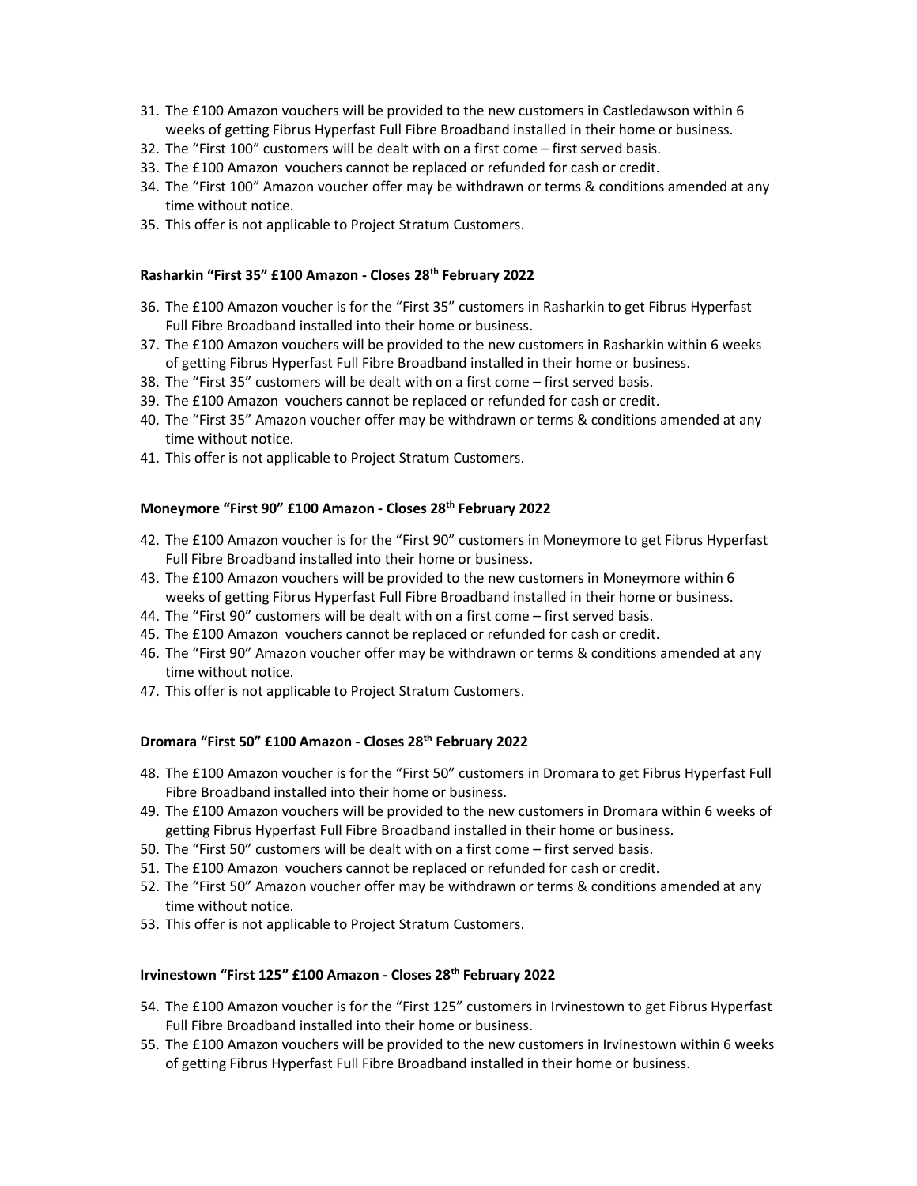31. The £100 Amazon vouchers will be provided to the new customers in Castledawson within 6 weeks of getting Fibrus Hyperfast Full Fibre Broadband installed in their home or business.
32. The "First 100" customers will be dealt with on a first come – first served basis.
33. The £100 Amazon vouchers cannot be replaced or refunded for cash or credit.
34. The "First 100" Amazon voucher offer may be withdrawn or terms & conditions amended at any time without notice.
35. This offer is not applicable to Project Stratum Customers.

**Rasharkin "First 35" £100 Amazon - Closes 28th February 2022**

36. The £100 Amazon voucher is for the "First 35" customers in Rasharkin to get Fibrus Hyperfast Full Fibre Broadband installed into their home or business.
37. The £100 Amazon vouchers will be provided to the new customers in Rasharkin within 6 weeks of getting Fibrus Hyperfast Full Fibre Broadband installed in their home or business.
38. The "First 35" customers will be dealt with on a first come – first served basis.
39. The £100 Amazon vouchers cannot be replaced or refunded for cash or credit.
40. The "First 35" Amazon voucher offer may be withdrawn or terms & conditions amended at any time without notice.
41. This offer is not applicable to Project Stratum Customers.

**Moneymore "First 90" £100 Amazon - Closes 28th February 2022**

42. The £100 Amazon voucher is for the "First 90" customers in Moneymore to get Fibrus Hyperfast Full Fibre Broadband installed into their home or business.
43. The £100 Amazon vouchers will be provided to the new customers in Moneymore within 6 weeks of getting Fibrus Hyperfast Full Fibre Broadband installed in their home or business.
44. The "First 90" customers will be dealt with on a first come – first served basis.
45. The £100 Amazon vouchers cannot be replaced or refunded for cash or credit.
46. The "First 90" Amazon voucher offer may be withdrawn or terms & conditions amended at any time without notice.
47. This offer is not applicable to Project Stratum Customers.

**Dromara "First 50" £100 Amazon - Closes 28th February 2022**

48. The £100 Amazon voucher is for the "First 50" customers in Dromara to get Fibrus Hyperfast Full Fibre Broadband installed into their home or business.
49. The £100 Amazon vouchers will be provided to the new customers in Dromara within 6 weeks of getting Fibrus Hyperfast Full Fibre Broadband installed in their home or business.
50. The "First 50" customers will be dealt with on a first come – first served basis.
51. The £100 Amazon vouchers cannot be replaced or refunded for cash or credit.
52. The "First 50" Amazon voucher offer may be withdrawn or terms & conditions amended at any time without notice.
53. This offer is not applicable to Project Stratum Customers.

**Irvinestown "First 125" £100 Amazon - Closes 28th February 2022**

54. The £100 Amazon voucher is for the "First 125" customers in Irvinestown to get Fibrus Hyperfast Full Fibre Broadband installed into their home or business.
55. The £100 Amazon vouchers will be provided to the new customers in Irvinestown within 6 weeks of getting Fibrus Hyperfast Full Fibre Broadband installed in their home or business.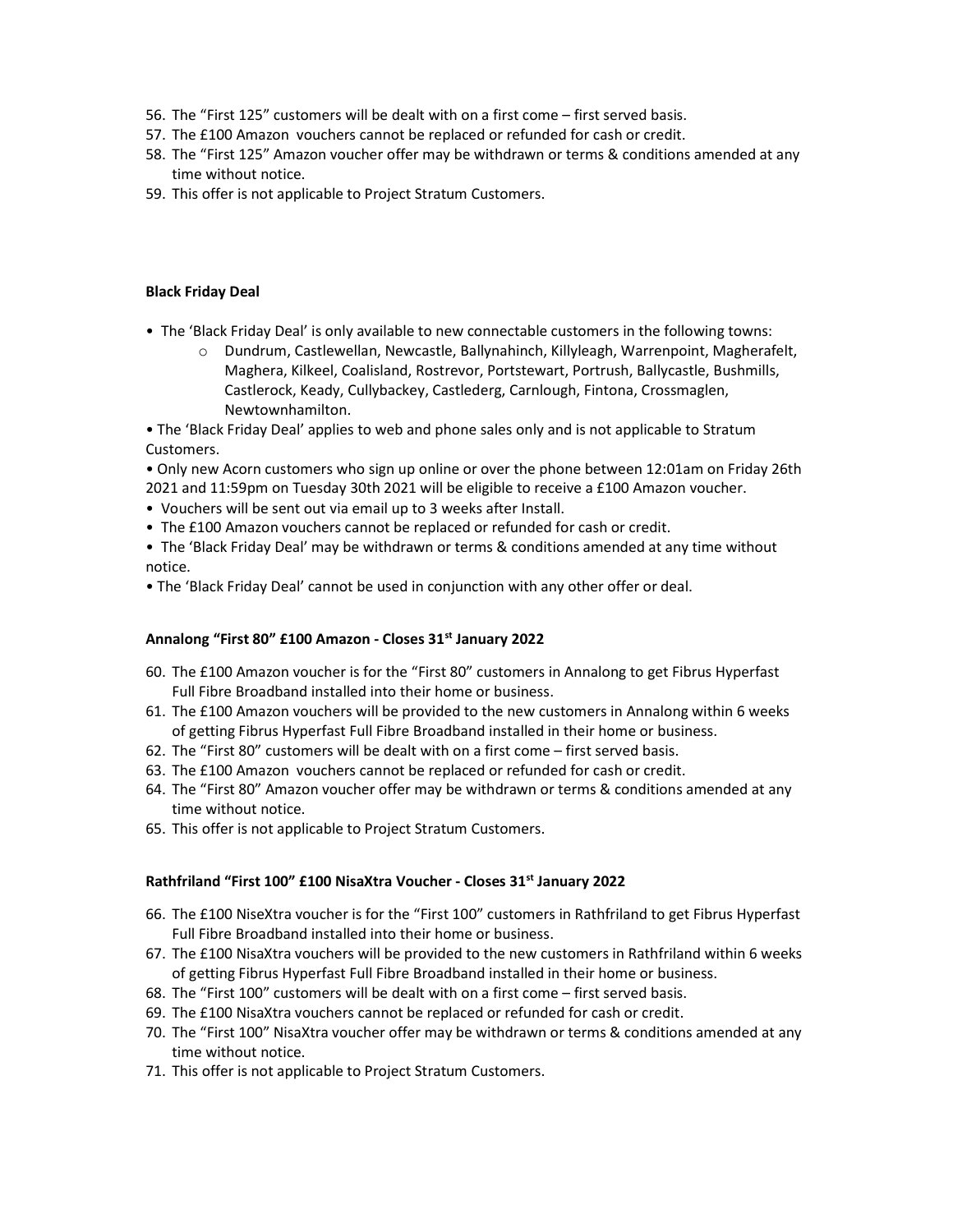56. The “First 125” customers will be dealt with on a first come – first served basis.
57. The £100 Amazon vouchers cannot be replaced or refunded for cash or credit.
58. The “First 125” Amazon voucher offer may be withdrawn or terms & conditions amended at any time without notice.
59. This offer is not applicable to Project Stratum Customers.

**Black Friday Deal**

- The ‘Black Friday Deal’ is only available to new connectable customers in the following towns:
    - Dundrum, Castlewellan, Newcastle, Ballynahinch, Killyleagh, Warrenpoint, Magherafelt, Maghera, Kilkeel, Coalisland, Rostrevor, Portstewart, Portrush, Ballycastle, Bushmills, Castlerock, Keady, Cullybackey, Castlederg, Carnlough, Fintona, Crossmaglen, Newtownhamilton.
- The ‘Black Friday Deal’ applies to web and phone sales only and is not applicable to Stratum Customers.
- Only new Acorn customers who sign up online or over the phone between 12:01am on Friday 26th 2021 and 11:59pm on Tuesday 30th 2021 will be eligible to receive a £100 Amazon voucher.
- Vouchers will be sent out via email up to 3 weeks after Install.
- The £100 Amazon vouchers cannot be replaced or refunded for cash or credit.
- The ‘Black Friday Deal’ may be withdrawn or terms & conditions amended at any time without notice.
- The ‘Black Friday Deal’ cannot be used in conjunction with any other offer or deal.

**Annalong “First 80” £100 Amazon - Closes 31st January 2022**

60. The £100 Amazon voucher is for the “First 80” customers in Annalong to get Fibrus Hyperfast Full Fibre Broadband installed into their home or business.
61. The £100 Amazon vouchers will be provided to the new customers in Annalong within 6 weeks of getting Fibrus Hyperfast Full Fibre Broadband installed in their home or business.
62. The “First 80” customers will be dealt with on a first come – first served basis.
63. The £100 Amazon vouchers cannot be replaced or refunded for cash or credit.
64. The “First 80” Amazon voucher offer may be withdrawn or terms & conditions amended at any time without notice.
65. This offer is not applicable to Project Stratum Customers.

**Rathfriland “First 100” £100 NisaXtra Voucher - Closes 31st January 2022**

66. The £100 NiseXtra voucher is for the “First 100” customers in Rathfriland to get Fibrus Hyperfast Full Fibre Broadband installed into their home or business.
67. The £100 NisaXtra vouchers will be provided to the new customers in Rathfriland within 6 weeks of getting Fibrus Hyperfast Full Fibre Broadband installed in their home or business.
68. The “First 100” customers will be dealt with on a first come – first served basis.
69. The £100 NisaXtra vouchers cannot be replaced or refunded for cash or credit.
70. The “First 100” NisaXtra voucher offer may be withdrawn or terms & conditions amended at any time without notice.
71. This offer is not applicable to Project Stratum Customers.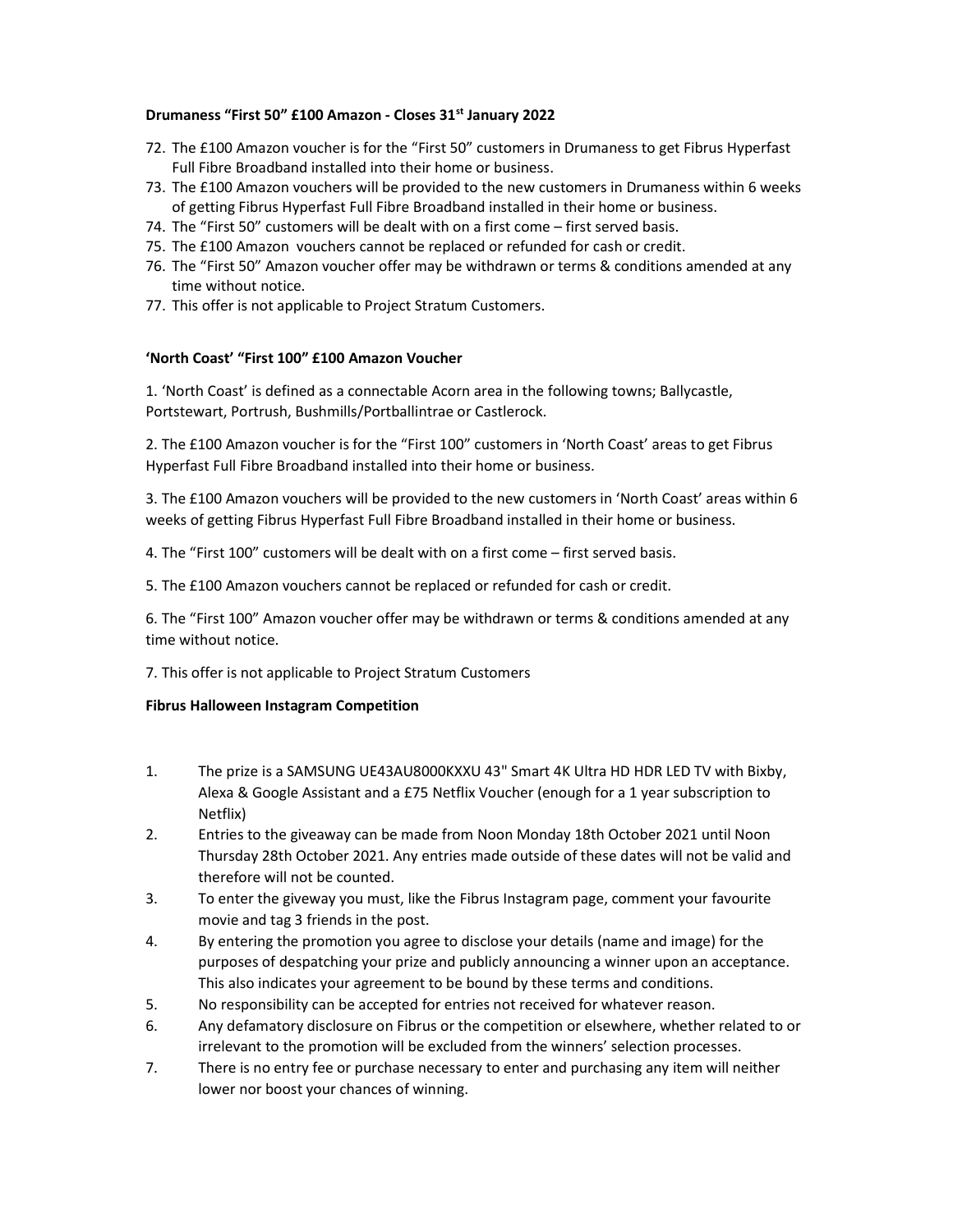**Drumaness "First 50" £100 Amazon - Closes 31st January 2022**

72. The £100 Amazon voucher is for the "First 50" customers in Drumaness to get Fibrus Hyperfast Full Fibre Broadband installed into their home or business.
73. The £100 Amazon vouchers will be provided to the new customers in Drumaness within 6 weeks of getting Fibrus Hyperfast Full Fibre Broadband installed in their home or business.
74. The "First 50" customers will be dealt with on a first come – first served basis.
75. The £100 Amazon vouchers cannot be replaced or refunded for cash or credit.
76. The "First 50" Amazon voucher offer may be withdrawn or terms & conditions amended at any time without notice.
77. This offer is not applicable to Project Stratum Customers.

**'North Coast' "First 100" £100 Amazon Voucher**

1. 'North Coast' is defined as a connectable Acorn area in the following towns; Ballycastle, Portstewart, Portrush, Bushmills/Portballintrae or Castlerock.

2. The £100 Amazon voucher is for the "First 100" customers in 'North Coast' areas to get Fibrus Hyperfast Full Fibre Broadband installed into their home or business.

3. The £100 Amazon vouchers will be provided to the new customers in 'North Coast' areas within 6 weeks of getting Fibrus Hyperfast Full Fibre Broadband installed in their home or business.

4. The "First 100" customers will be dealt with on a first come – first served basis.

5. The £100 Amazon vouchers cannot be replaced or refunded for cash or credit.

6. The "First 100" Amazon voucher offer may be withdrawn or terms & conditions amended at any time without notice.

7. This offer is not applicable to Project Stratum Customers

**Fibrus Halloween Instagram Competition**

1. The prize is a SAMSUNG UE43AU8000KXXU 43" Smart 4K Ultra HD HDR LED TV with Bixby, Alexa & Google Assistant and a £75 Netflix Voucher (enough for a 1 year subscription to Netflix)
2. Entries to the giveaway can be made from Noon Monday 18th October 2021 until Noon Thursday 28th October 2021. Any entries made outside of these dates will not be valid and therefore will not be counted.
3. To enter the giveway you must, like the Fibrus Instagram page, comment your favourite movie and tag 3 friends in the post.
4. By entering the promotion you agree to disclose your details (name and image) for the purposes of despatching your prize and publicly announcing a winner upon an acceptance. This also indicates your agreement to be bound by these terms and conditions.
5. No responsibility can be accepted for entries not received for whatever reason.
6. Any defamatory disclosure on Fibrus or the competition or elsewhere, whether related to or irrelevant to the promotion will be excluded from the winners' selection processes.
7. There is no entry fee or purchase necessary to enter and purchasing any item will neither lower nor boost your chances of winning.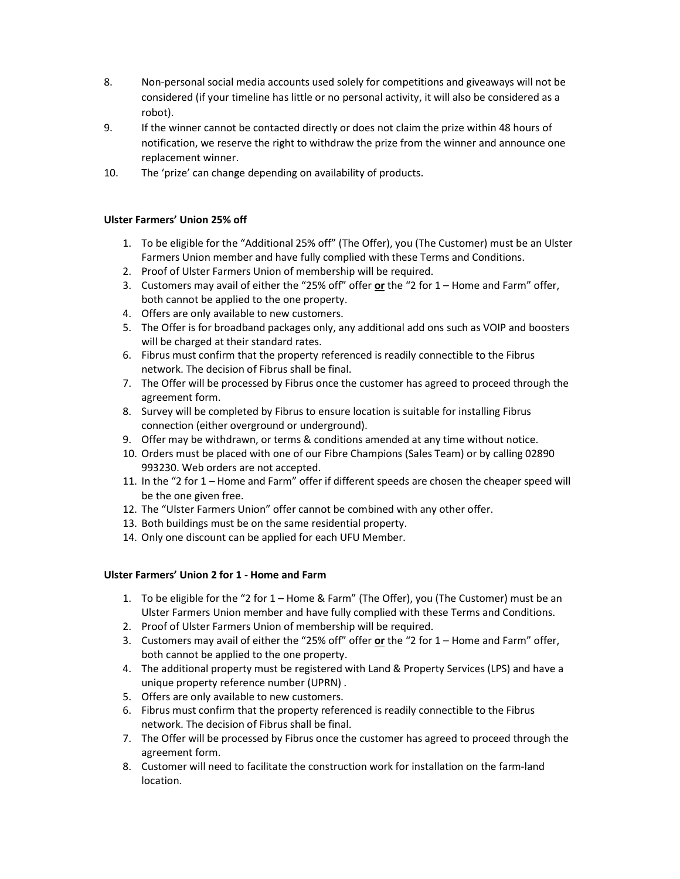8. Non-personal social media accounts used solely for competitions and giveaways will not be considered (if your timeline has little or no personal activity, it will also be considered as a robot).
9. If the winner cannot be contacted directly or does not claim the prize within 48 hours of notification, we reserve the right to withdraw the prize from the winner and announce one replacement winner.
10. The 'prize' can change depending on availability of products.

**Ulster Farmers' Union 25% off**

1. To be eligible for the "Additional 25% off" (The Offer), you (The Customer) must be an Ulster Farmers Union member and have fully complied with these Terms and Conditions.
2. Proof of Ulster Farmers Union of membership will be required.
3. Customers may avail of either the "25% off" offer **or** the "2 for 1 – Home and Farm" offer, both cannot be applied to the one property.
4. Offers are only available to new customers.
5. The Offer is for broadband packages only, any additional add ons such as VOIP and boosters will be charged at their standard rates.
6. Fibrus must confirm that the property referenced is readily connectible to the Fibrus network. The decision of Fibrus shall be final.
7. The Offer will be processed by Fibrus once the customer has agreed to proceed through the agreement form.
8. Survey will be completed by Fibrus to ensure location is suitable for installing Fibrus connection (either overground or underground).
9. Offer may be withdrawn, or terms & conditions amended at any time without notice.
10. Orders must be placed with one of our Fibre Champions (Sales Team) or by calling 02890 993230. Web orders are not accepted.
11. In the "2 for 1 – Home and Farm" offer if different speeds are chosen the cheaper speed will be the one given free.
12. The "Ulster Farmers Union" offer cannot be combined with any other offer.
13. Both buildings must be on the same residential property.
14. Only one discount can be applied for each UFU Member.

**Ulster Farmers' Union 2 for 1 - Home and Farm**

1. To be eligible for the "2 for 1 – Home & Farm" (The Offer), you (The Customer) must be an Ulster Farmers Union member and have fully complied with these Terms and Conditions.
2. Proof of Ulster Farmers Union of membership will be required.
3. Customers may avail of either the "25% off" offer **or** the "2 for 1 – Home and Farm" offer, both cannot be applied to the one property.
4. The additional property must be registered with Land & Property Services (LPS) and have a unique property reference number (UPRN) .
5. Offers are only available to new customers.
6. Fibrus must confirm that the property referenced is readily connectible to the Fibrus network. The decision of Fibrus shall be final.
7. The Offer will be processed by Fibrus once the customer has agreed to proceed through the agreement form.
8. Customer will need to facilitate the construction work for installation on the farm-land location.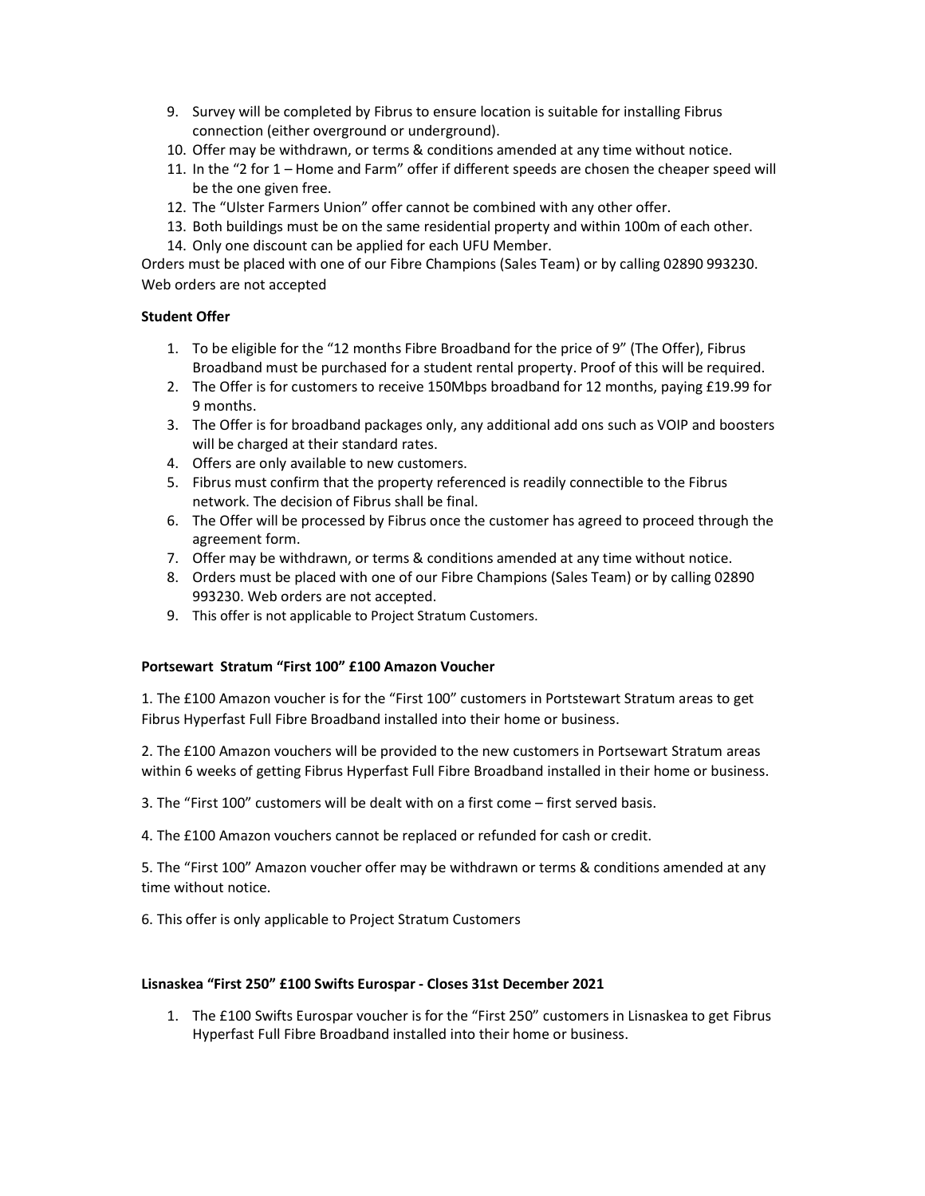9. Survey will be completed by Fibrus to ensure location is suitable for installing Fibrus connection (either overground or underground).
10. Offer may be withdrawn, or terms & conditions amended at any time without notice.
11. In the "2 for 1 – Home and Farm" offer if different speeds are chosen the cheaper speed will be the one given free.
12. The "Ulster Farmers Union" offer cannot be combined with any other offer.
13. Both buildings must be on the same residential property and within 100m of each other.
14. Only one discount can be applied for each UFU Member.

Orders must be placed with one of our Fibre Champions (Sales Team) or by calling 02890 993230. Web orders are not accepted

**Student Offer**

1. To be eligible for the "12 months Fibre Broadband for the price of 9" (The Offer), Fibrus Broadband must be purchased for a student rental property. Proof of this will be required.
2. The Offer is for customers to receive 150Mbps broadband for 12 months, paying £19.99 for 9 months.
3. The Offer is for broadband packages only, any additional add ons such as VOIP and boosters will be charged at their standard rates.
4. Offers are only available to new customers.
5. Fibrus must confirm that the property referenced is readily connectible to the Fibrus network. The decision of Fibrus shall be final.
6. The Offer will be processed by Fibrus once the customer has agreed to proceed through the agreement form.
7. Offer may be withdrawn, or terms & conditions amended at any time without notice.
8. Orders must be placed with one of our Fibre Champions (Sales Team) or by calling 02890 993230. Web orders are not accepted.
9. This offer is not applicable to Project Stratum Customers.

**Portsewart Stratum "First 100" £100 Amazon Voucher**

1. The £100 Amazon voucher is for the "First 100" customers in Portstewart Stratum areas to get Fibrus Hyperfast Full Fibre Broadband installed into their home or business.

2. The £100 Amazon vouchers will be provided to the new customers in Portsewart Stratum areas within 6 weeks of getting Fibrus Hyperfast Full Fibre Broadband installed in their home or business.

3. The "First 100" customers will be dealt with on a first come – first served basis.

4. The £100 Amazon vouchers cannot be replaced or refunded for cash or credit.

5. The "First 100" Amazon voucher offer may be withdrawn or terms & conditions amended at any time without notice.

6. This offer is only applicable to Project Stratum Customers

**Lisnaskea "First 250" £100 Swifts Eurospar - Closes 31st December 2021**

1. The £100 Swifts Eurospar voucher is for the "First 250" customers in Lisnaskea to get Fibrus Hyperfast Full Fibre Broadband installed into their home or business.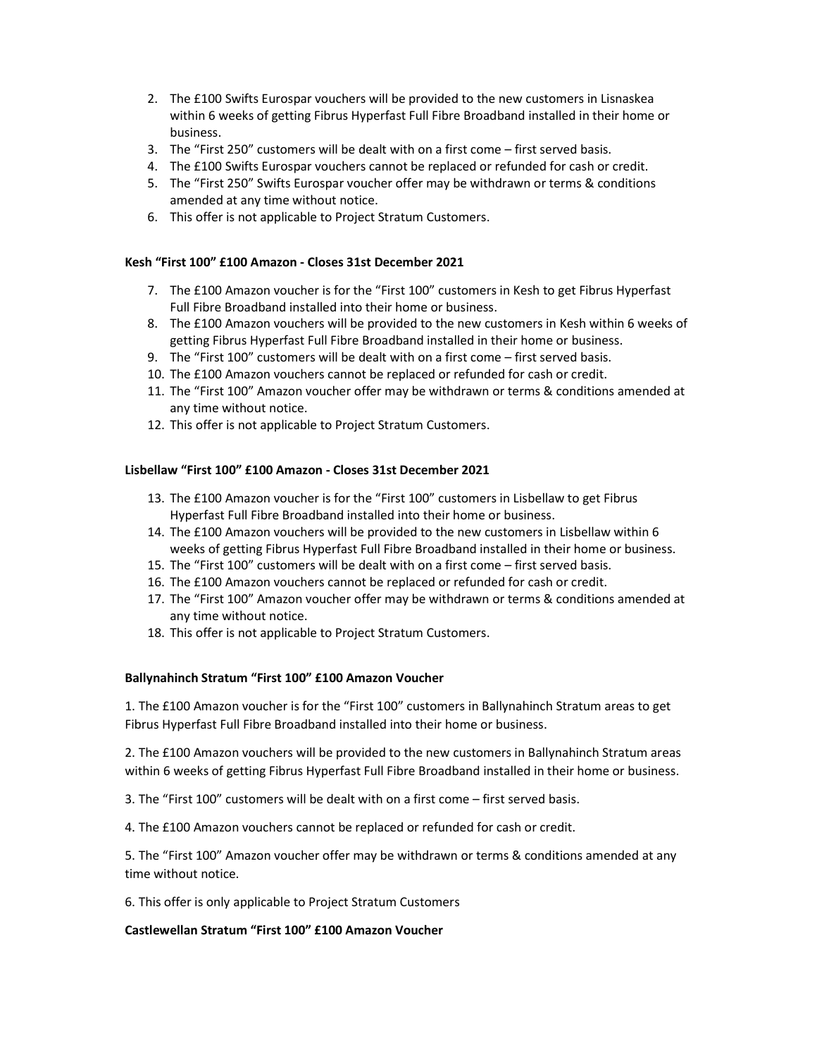2. The £100 Swifts Eurospar vouchers will be provided to the new customers in Lisnaskea within 6 weeks of getting Fibrus Hyperfast Full Fibre Broadband installed in their home or business.
3. The “First 250” customers will be dealt with on a first come – first served basis.
4. The £100 Swifts Eurospar vouchers cannot be replaced or refunded for cash or credit.
5. The “First 250” Swifts Eurospar voucher offer may be withdrawn or terms & conditions amended at any time without notice.
6. This offer is not applicable to Project Stratum Customers.

**Kesh “First 100” £100 Amazon - Closes 31st December 2021**

7. The £100 Amazon voucher is for the “First 100” customers in Kesh to get Fibrus Hyperfast Full Fibre Broadband installed into their home or business.
8. The £100 Amazon vouchers will be provided to the new customers in Kesh within 6 weeks of getting Fibrus Hyperfast Full Fibre Broadband installed in their home or business.
9. The “First 100” customers will be dealt with on a first come – first served basis.
10. The £100 Amazon vouchers cannot be replaced or refunded for cash or credit.
11. The “First 100” Amazon voucher offer may be withdrawn or terms & conditions amended at any time without notice.
12. This offer is not applicable to Project Stratum Customers.

**Lisbellaw “First 100” £100 Amazon - Closes 31st December 2021**

13. The £100 Amazon voucher is for the “First 100” customers in Lisbellaw to get Fibrus Hyperfast Full Fibre Broadband installed into their home or business.
14. The £100 Amazon vouchers will be provided to the new customers in Lisbellaw within 6 weeks of getting Fibrus Hyperfast Full Fibre Broadband installed in their home or business.
15. The “First 100” customers will be dealt with on a first come – first served basis.
16. The £100 Amazon vouchers cannot be replaced or refunded for cash or credit.
17. The “First 100” Amazon voucher offer may be withdrawn or terms & conditions amended at any time without notice.
18. This offer is not applicable to Project Stratum Customers.

**Ballynahinch Stratum “First 100” £100 Amazon Voucher**

1. The £100 Amazon voucher is for the “First 100” customers in Ballynahinch Stratum areas to get Fibrus Hyperfast Full Fibre Broadband installed into their home or business.

2. The £100 Amazon vouchers will be provided to the new customers in Ballynahinch Stratum areas within 6 weeks of getting Fibrus Hyperfast Full Fibre Broadband installed in their home or business.

3. The “First 100” customers will be dealt with on a first come – first served basis.

4. The £100 Amazon vouchers cannot be replaced or refunded for cash or credit.

5. The “First 100” Amazon voucher offer may be withdrawn or terms & conditions amended at any time without notice.

6. This offer is only applicable to Project Stratum Customers

**Castlewellan Stratum “First 100” £100 Amazon Voucher**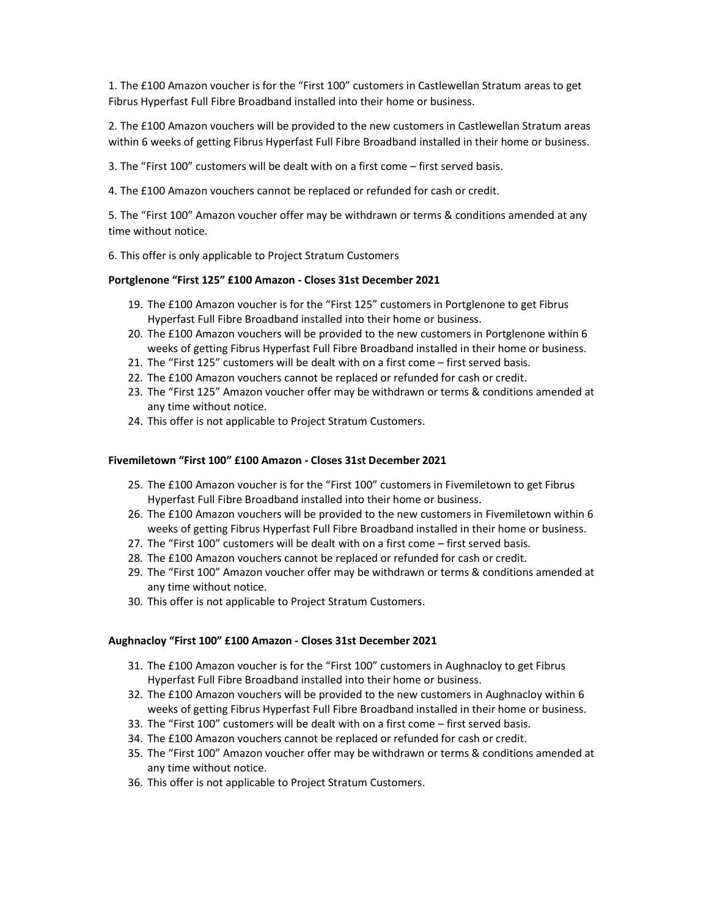1. The £100 Amazon voucher is for the "First 100" customers in Castlewellan Stratum areas to get Fibrus Hyperfast Full Fibre Broadband installed into their home or business.

2. The £100 Amazon vouchers will be provided to the new customers in Castlewellan Stratum areas within 6 weeks of getting Fibrus Hyperfast Full Fibre Broadband installed in their home or business.

3. The "First 100" customers will be dealt with on a first come – first served basis.

4. The £100 Amazon vouchers cannot be replaced or refunded for cash or credit.

5. The "First 100" Amazon voucher offer may be withdrawn or terms & conditions amended at any time without notice.

6. This offer is only applicable to Project Stratum Customers

**Portglenone "First 125" £100 Amazon - Closes 31st December 2021**

19. The £100 Amazon voucher is for the "First 125" customers in Portglenone to get Fibrus Hyperfast Full Fibre Broadband installed into their home or business.
20. The £100 Amazon vouchers will be provided to the new customers in Portglenone within 6 weeks of getting Fibrus Hyperfast Full Fibre Broadband installed in their home or business.
21. The "First 125" customers will be dealt with on a first come – first served basis.
22. The £100 Amazon vouchers cannot be replaced or refunded for cash or credit.
23. The "First 125" Amazon voucher offer may be withdrawn or terms & conditions amended at any time without notice.
24. This offer is not applicable to Project Stratum Customers.

**Fivemiletown "First 100" £100 Amazon - Closes 31st December 2021**

25. The £100 Amazon voucher is for the "First 100" customers in Fivemiletown to get Fibrus Hyperfast Full Fibre Broadband installed into their home or business.
26. The £100 Amazon vouchers will be provided to the new customers in Fivemiletown within 6 weeks of getting Fibrus Hyperfast Full Fibre Broadband installed in their home or business.
27. The "First 100" customers will be dealt with on a first come – first served basis.
28. The £100 Amazon vouchers cannot be replaced or refunded for cash or credit.
29. The "First 100" Amazon voucher offer may be withdrawn or terms & conditions amended at any time without notice.
30. This offer is not applicable to Project Stratum Customers.

**Aughnacloy "First 100" £100 Amazon - Closes 31st December 2021**

31. The £100 Amazon voucher is for the "First 100" customers in Aughnacloy to get Fibrus Hyperfast Full Fibre Broadband installed into their home or business.
32. The £100 Amazon vouchers will be provided to the new customers in Aughnacloy within 6 weeks of getting Fibrus Hyperfast Full Fibre Broadband installed in their home or business.
33. The "First 100" customers will be dealt with on a first come – first served basis.
34. The £100 Amazon vouchers cannot be replaced or refunded for cash or credit.
35. The "First 100" Amazon voucher offer may be withdrawn or terms & conditions amended at any time without notice.
36. This offer is not applicable to Project Stratum Customers.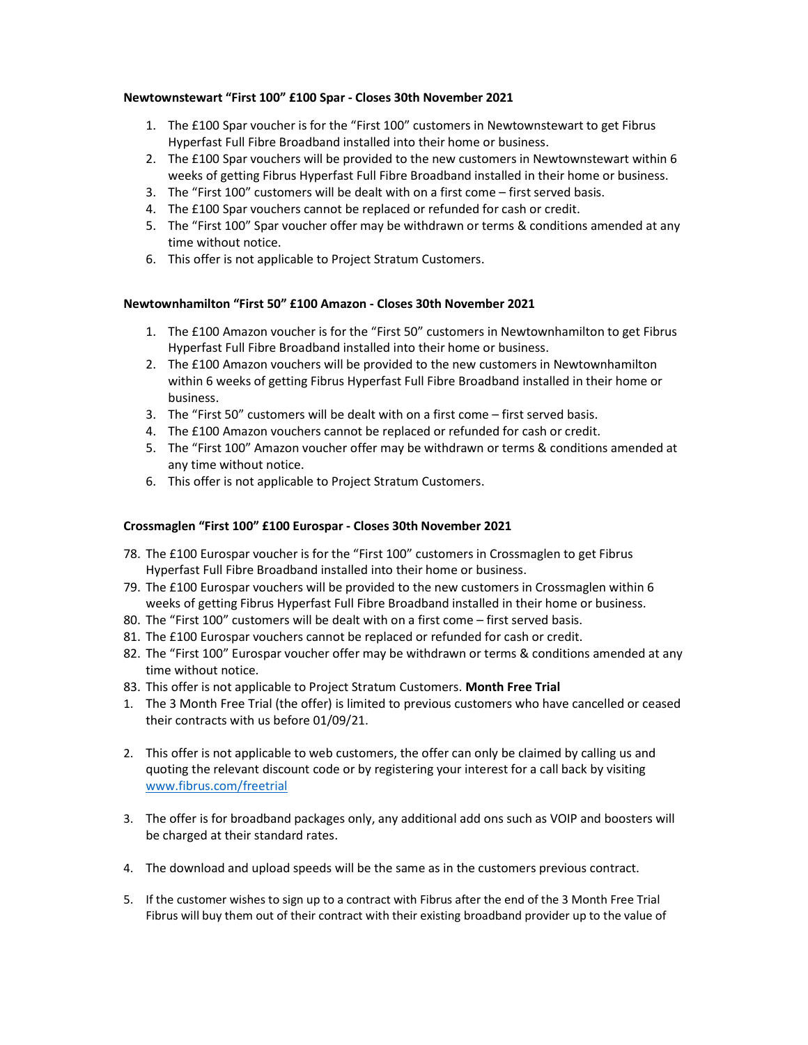**Newtownstewart "First 100" £100 Spar - Closes 30th November 2021**

1. The £100 Spar voucher is for the "First 100" customers in Newtownstewart to get Fibrus Hyperfast Full Fibre Broadband installed into their home or business.
2. The £100 Spar vouchers will be provided to the new customers in Newtownstewart within 6 weeks of getting Fibrus Hyperfast Full Fibre Broadband installed in their home or business.
3. The "First 100" customers will be dealt with on a first come – first served basis.
4. The £100 Spar vouchers cannot be replaced or refunded for cash or credit.
5. The "First 100" Spar voucher offer may be withdrawn or terms & conditions amended at any time without notice.
6. This offer is not applicable to Project Stratum Customers.

**Newtownhamilton "First 50" £100 Amazon - Closes 30th November 2021**

1. The £100 Amazon voucher is for the "First 50" customers in Newtownhamilton to get Fibrus Hyperfast Full Fibre Broadband installed into their home or business.
2. The £100 Amazon vouchers will be provided to the new customers in Newtownhamilton within 6 weeks of getting Fibrus Hyperfast Full Fibre Broadband installed in their home or business.
3. The "First 50" customers will be dealt with on a first come – first served basis.
4. The £100 Amazon vouchers cannot be replaced or refunded for cash or credit.
5. The "First 100" Amazon voucher offer may be withdrawn or terms & conditions amended at any time without notice.
6. This offer is not applicable to Project Stratum Customers.

**Crossmaglen "First 100" £100 Eurospar - Closes 30th November 2021**

78. The £100 Eurospar voucher is for the "First 100" customers in Crossmaglen to get Fibrus Hyperfast Full Fibre Broadband installed into their home or business.
79. The £100 Eurospar vouchers will be provided to the new customers in Crossmaglen within 6 weeks of getting Fibrus Hyperfast Full Fibre Broadband installed in their home or business.
80. The "First 100" customers will be dealt with on a first come – first served basis.
81. The £100 Eurospar vouchers cannot be replaced or refunded for cash or credit.
82. The "First 100" Eurospar voucher offer may be withdrawn or terms & conditions amended at any time without notice.
83. This offer is not applicable to Project Stratum Customers. **Month Free Trial**

1. The 3 Month Free Trial (the offer) is limited to previous customers who have cancelled or ceased their contracts with us before 01/09/21.
2. This offer is not applicable to web customers, the offer can only be claimed by calling us and quoting the relevant discount code or by registering your interest for a call back by visiting www.fibrus.com/freetrial
3. The offer is for broadband packages only, any additional add ons such as VOIP and boosters will be charged at their standard rates.
4. The download and upload speeds will be the same as in the customers previous contract.
5. If the customer wishes to sign up to a contract with Fibrus after the end of the 3 Month Free Trial Fibrus will buy them out of their contract with their existing broadband provider up to the value of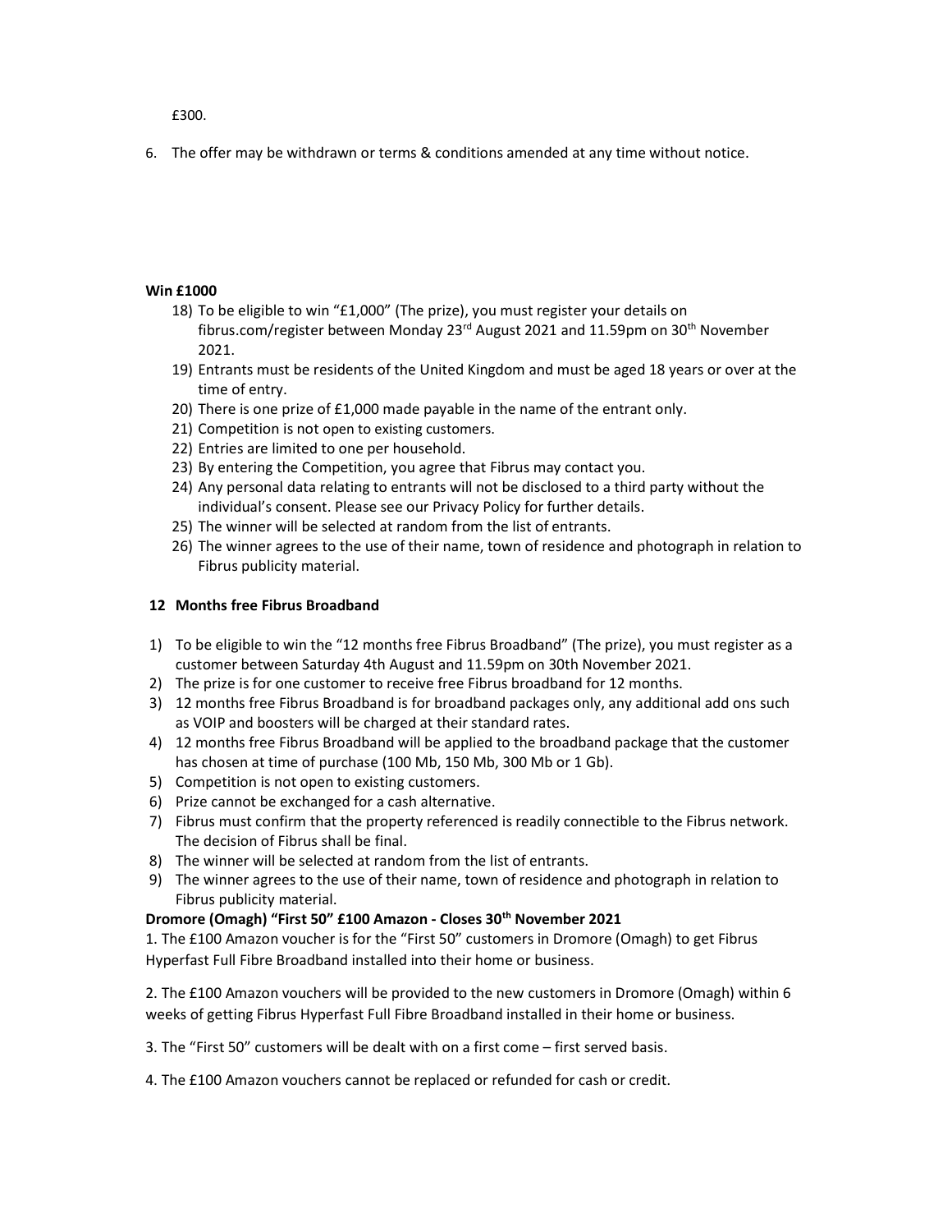£300.

6. The offer may be withdrawn or terms & conditions amended at any time without notice.

**Win £1000**

18) To be eligible to win "£1,000" (The prize), you must register your details on fibrus.com/register between Monday 23rd August 2021 and 11.59pm on 30th November 2021.
19) Entrants must be residents of the United Kingdom and must be aged 18 years or over at the time of entry.
20) There is one prize of £1,000 made payable in the name of the entrant only.
21) Competition is not open to existing customers.
22) Entries are limited to one per household.
23) By entering the Competition, you agree that Fibrus may contact you.
24) Any personal data relating to entrants will not be disclosed to a third party without the individual's consent. Please see our Privacy Policy for further details.
25) The winner will be selected at random from the list of entrants.
26) The winner agrees to the use of their name, town of residence and photograph in relation to Fibrus publicity material.

**12 Months free Fibrus Broadband**

1) To be eligible to win the "12 months free Fibrus Broadband" (The prize), you must register as a customer between Saturday 4th August and 11.59pm on 30th November 2021.
2) The prize is for one customer to receive free Fibrus broadband for 12 months.
3) 12 months free Fibrus Broadband is for broadband packages only, any additional add ons such as VOIP and boosters will be charged at their standard rates.
4) 12 months free Fibrus Broadband will be applied to the broadband package that the customer has chosen at time of purchase (100 Mb, 150 Mb, 300 Mb or 1 Gb).
5) Competition is not open to existing customers.
6) Prize cannot be exchanged for a cash alternative.
7) Fibrus must confirm that the property referenced is readily connectible to the Fibrus network. The decision of Fibrus shall be final.
8) The winner will be selected at random from the list of entrants.
9) The winner agrees to the use of their name, town of residence and photograph in relation to Fibrus publicity material.

**Dromore (Omagh) "First 50" £100 Amazon - Closes 30th November 2021**

1. The £100 Amazon voucher is for the "First 50" customers in Dromore (Omagh) to get Fibrus Hyperfast Full Fibre Broadband installed into their home or business.

2. The £100 Amazon vouchers will be provided to the new customers in Dromore (Omagh) within 6 weeks of getting Fibrus Hyperfast Full Fibre Broadband installed in their home or business.

3. The "First 50" customers will be dealt with on a first come – first served basis.

4. The £100 Amazon vouchers cannot be replaced or refunded for cash or credit.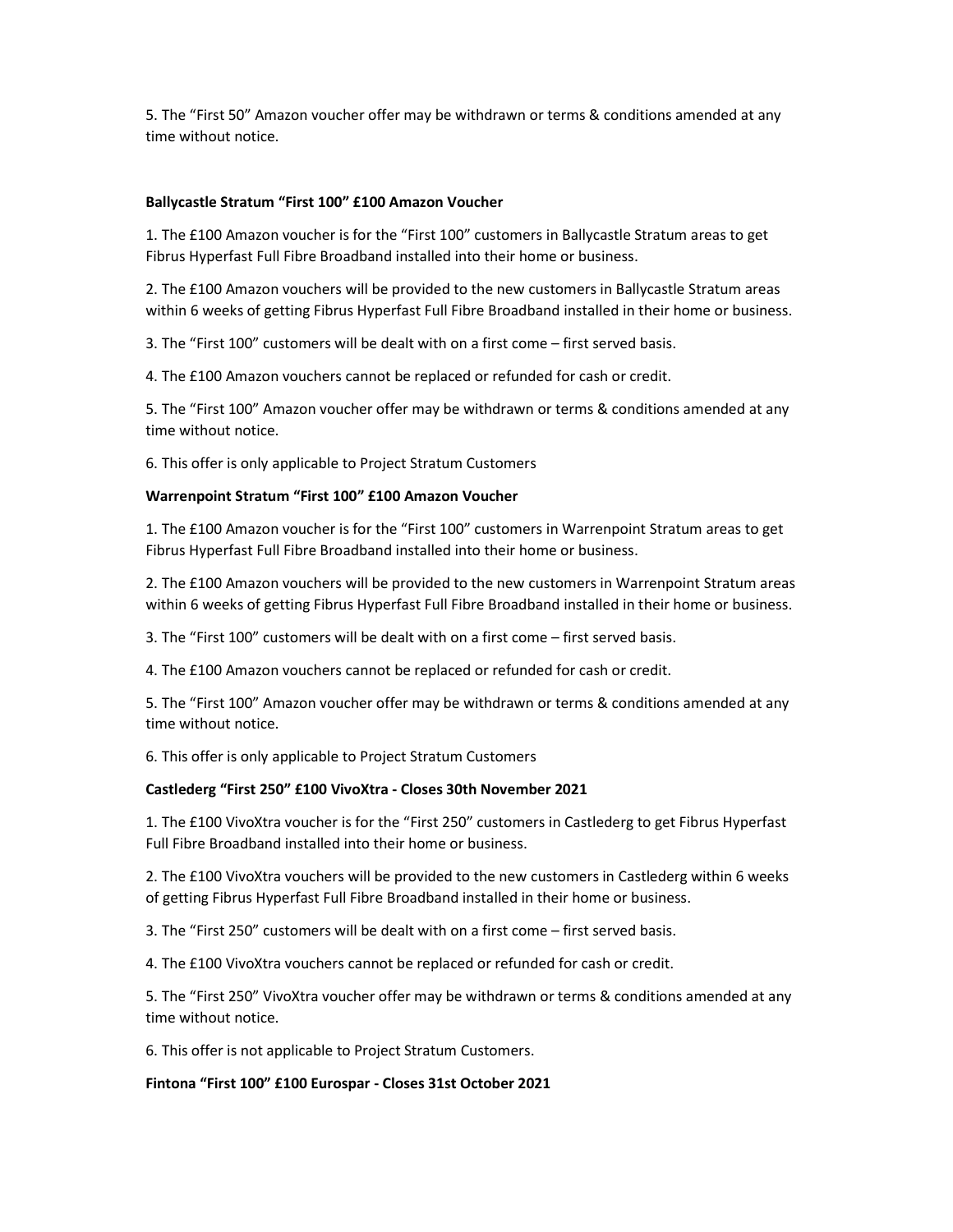5. The “First 50” Amazon voucher offer may be withdrawn or terms & conditions amended at any time without notice.

**Ballycastle Stratum “First 100” £100 Amazon Voucher**

1. The £100 Amazon voucher is for the “First 100” customers in Ballycastle Stratum areas to get Fibrus Hyperfast Full Fibre Broadband installed into their home or business.

2. The £100 Amazon vouchers will be provided to the new customers in Ballycastle Stratum areas within 6 weeks of getting Fibrus Hyperfast Full Fibre Broadband installed in their home or business.

3. The “First 100” customers will be dealt with on a first come – first served basis.

4. The £100 Amazon vouchers cannot be replaced or refunded for cash or credit.

5. The “First 100” Amazon voucher offer may be withdrawn or terms & conditions amended at any time without notice.

6. This offer is only applicable to Project Stratum Customers

**Warrenpoint Stratum “First 100” £100 Amazon Voucher**

1. The £100 Amazon voucher is for the “First 100” customers in Warrenpoint Stratum areas to get Fibrus Hyperfast Full Fibre Broadband installed into their home or business.

2. The £100 Amazon vouchers will be provided to the new customers in Warrenpoint Stratum areas within 6 weeks of getting Fibrus Hyperfast Full Fibre Broadband installed in their home or business.

3. The “First 100” customers will be dealt with on a first come – first served basis.

4. The £100 Amazon vouchers cannot be replaced or refunded for cash or credit.

5. The “First 100” Amazon voucher offer may be withdrawn or terms & conditions amended at any time without notice.

6. This offer is only applicable to Project Stratum Customers

**Castlederg “First 250” £100 VivoXtra - Closes 30th November 2021**

1. The £100 VivoXtra voucher is for the “First 250” customers in Castlederg to get Fibrus Hyperfast Full Fibre Broadband installed into their home or business.

2. The £100 VivoXtra vouchers will be provided to the new customers in Castlederg within 6 weeks of getting Fibrus Hyperfast Full Fibre Broadband installed in their home or business.

3. The “First 250” customers will be dealt with on a first come – first served basis.

4. The £100 VivoXtra vouchers cannot be replaced or refunded for cash or credit.

5. The “First 250” VivoXtra voucher offer may be withdrawn or terms & conditions amended at any time without notice.

6. This offer is not applicable to Project Stratum Customers.

**Fintona “First 100” £100 Eurospar - Closes 31st October 2021**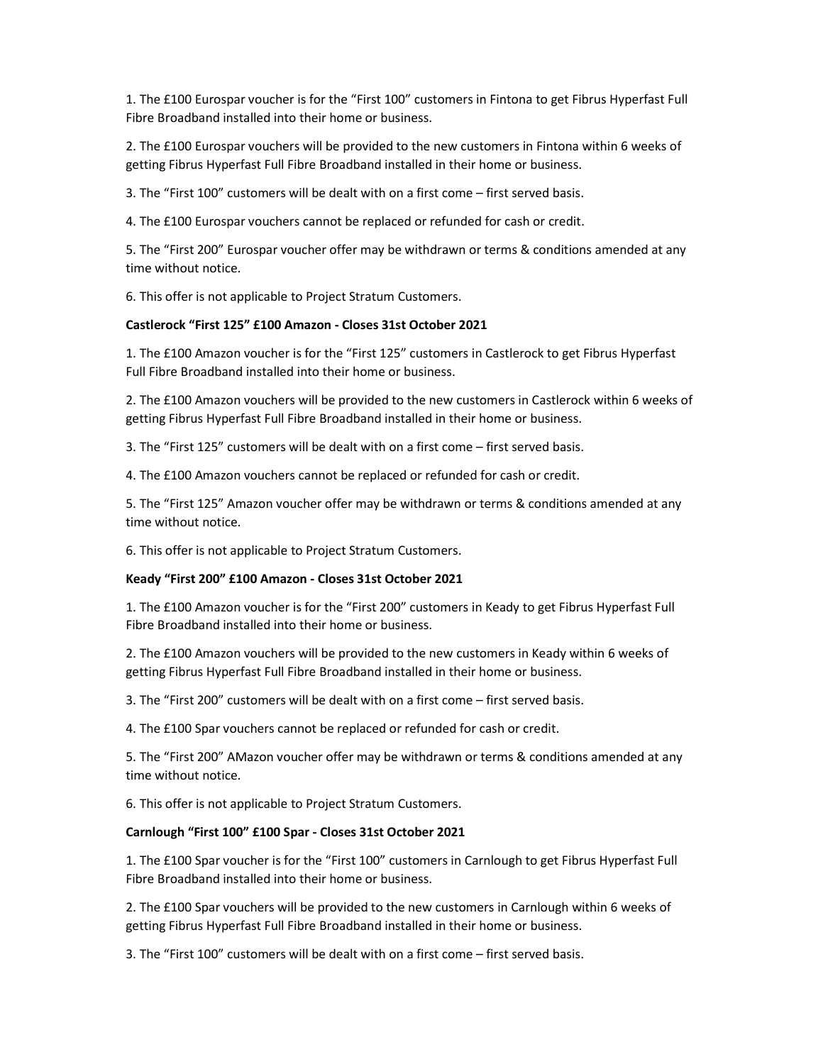1. The £100 Eurospar voucher is for the "First 100" customers in Fintona to get Fibrus Hyperfast Full Fibre Broadband installed into their home or business.

2. The £100 Eurospar vouchers will be provided to the new customers in Fintona within 6 weeks of getting Fibrus Hyperfast Full Fibre Broadband installed in their home or business.

3. The "First 100" customers will be dealt with on a first come – first served basis.

4. The £100 Eurospar vouchers cannot be replaced or refunded for cash or credit.

5. The "First 200" Eurospar voucher offer may be withdrawn or terms & conditions amended at any time without notice.

6. This offer is not applicable to Project Stratum Customers.

**Castlerock "First 125" £100 Amazon - Closes 31st October 2021**

1. The £100 Amazon voucher is for the "First 125" customers in Castlerock to get Fibrus Hyperfast Full Fibre Broadband installed into their home or business.

2. The £100 Amazon vouchers will be provided to the new customers in Castlerock within 6 weeks of getting Fibrus Hyperfast Full Fibre Broadband installed in their home or business.

3. The "First 125" customers will be dealt with on a first come – first served basis.

4. The £100 Amazon vouchers cannot be replaced or refunded for cash or credit.

5. The "First 125" Amazon voucher offer may be withdrawn or terms & conditions amended at any time without notice.

6. This offer is not applicable to Project Stratum Customers.

**Keady "First 200" £100 Amazon - Closes 31st October 2021**

1. The £100 Amazon voucher is for the "First 200" customers in Keady to get Fibrus Hyperfast Full Fibre Broadband installed into their home or business.

2. The £100 Amazon vouchers will be provided to the new customers in Keady within 6 weeks of getting Fibrus Hyperfast Full Fibre Broadband installed in their home or business.

3. The "First 200" customers will be dealt with on a first come – first served basis.

4. The £100 Spar vouchers cannot be replaced or refunded for cash or credit.

5. The "First 200" AMazon voucher offer may be withdrawn or terms & conditions amended at any time without notice.

6. This offer is not applicable to Project Stratum Customers.

**Carnlough "First 100" £100 Spar - Closes 31st October 2021**

1. The £100 Spar voucher is for the "First 100" customers in Carnlough to get Fibrus Hyperfast Full Fibre Broadband installed into their home or business.

2. The £100 Spar vouchers will be provided to the new customers in Carnlough within 6 weeks of getting Fibrus Hyperfast Full Fibre Broadband installed in their home or business.

3. The "First 100" customers will be dealt with on a first come – first served basis.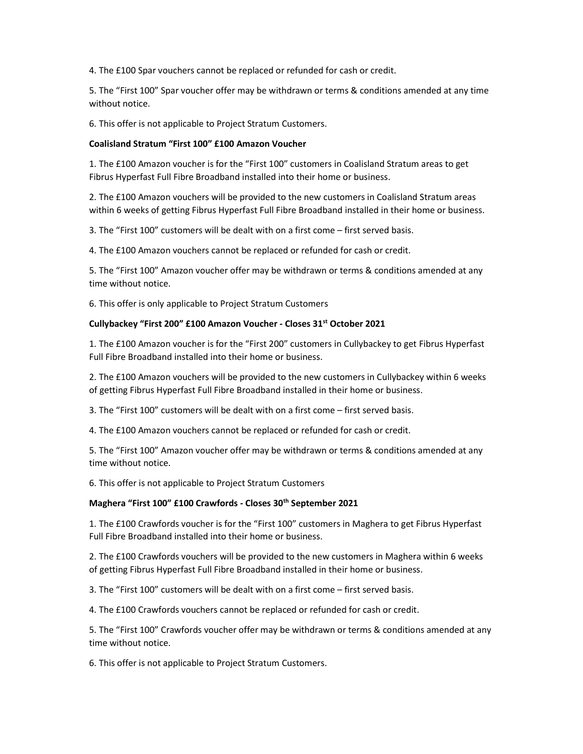4. The £100 Spar vouchers cannot be replaced or refunded for cash or credit.

5. The "First 100" Spar voucher offer may be withdrawn or terms & conditions amended at any time without notice.

6. This offer is not applicable to Project Stratum Customers.

**Coalisland Stratum "First 100" £100 Amazon Voucher**

1. The £100 Amazon voucher is for the "First 100" customers in Coalisland Stratum areas to get Fibrus Hyperfast Full Fibre Broadband installed into their home or business.

2. The £100 Amazon vouchers will be provided to the new customers in Coalisland Stratum areas within 6 weeks of getting Fibrus Hyperfast Full Fibre Broadband installed in their home or business.

3. The "First 100" customers will be dealt with on a first come – first served basis.

4. The £100 Amazon vouchers cannot be replaced or refunded for cash or credit.

5. The "First 100" Amazon voucher offer may be withdrawn or terms & conditions amended at any time without notice.

6. This offer is only applicable to Project Stratum Customers

**Cullybackey "First 200" £100 Amazon Voucher - Closes 31st October 2021**

1. The £100 Amazon voucher is for the "First 200" customers in Cullybackey to get Fibrus Hyperfast Full Fibre Broadband installed into their home or business.

2. The £100 Amazon vouchers will be provided to the new customers in Cullybackey within 6 weeks of getting Fibrus Hyperfast Full Fibre Broadband installed in their home or business.

3. The "First 100" customers will be dealt with on a first come – first served basis.

4. The £100 Amazon vouchers cannot be replaced or refunded for cash or credit.

5. The "First 100" Amazon voucher offer may be withdrawn or terms & conditions amended at any time without notice.

6. This offer is not applicable to Project Stratum Customers

**Maghera "First 100" £100 Crawfords - Closes 30th September 2021**

1. The £100 Crawfords voucher is for the "First 100" customers in Maghera to get Fibrus Hyperfast Full Fibre Broadband installed into their home or business.

2. The £100 Crawfords vouchers will be provided to the new customers in Maghera within 6 weeks of getting Fibrus Hyperfast Full Fibre Broadband installed in their home or business.

3. The "First 100" customers will be dealt with on a first come – first served basis.

4. The £100 Crawfords vouchers cannot be replaced or refunded for cash or credit.

5. The "First 100" Crawfords voucher offer may be withdrawn or terms & conditions amended at any time without notice.

6. This offer is not applicable to Project Stratum Customers.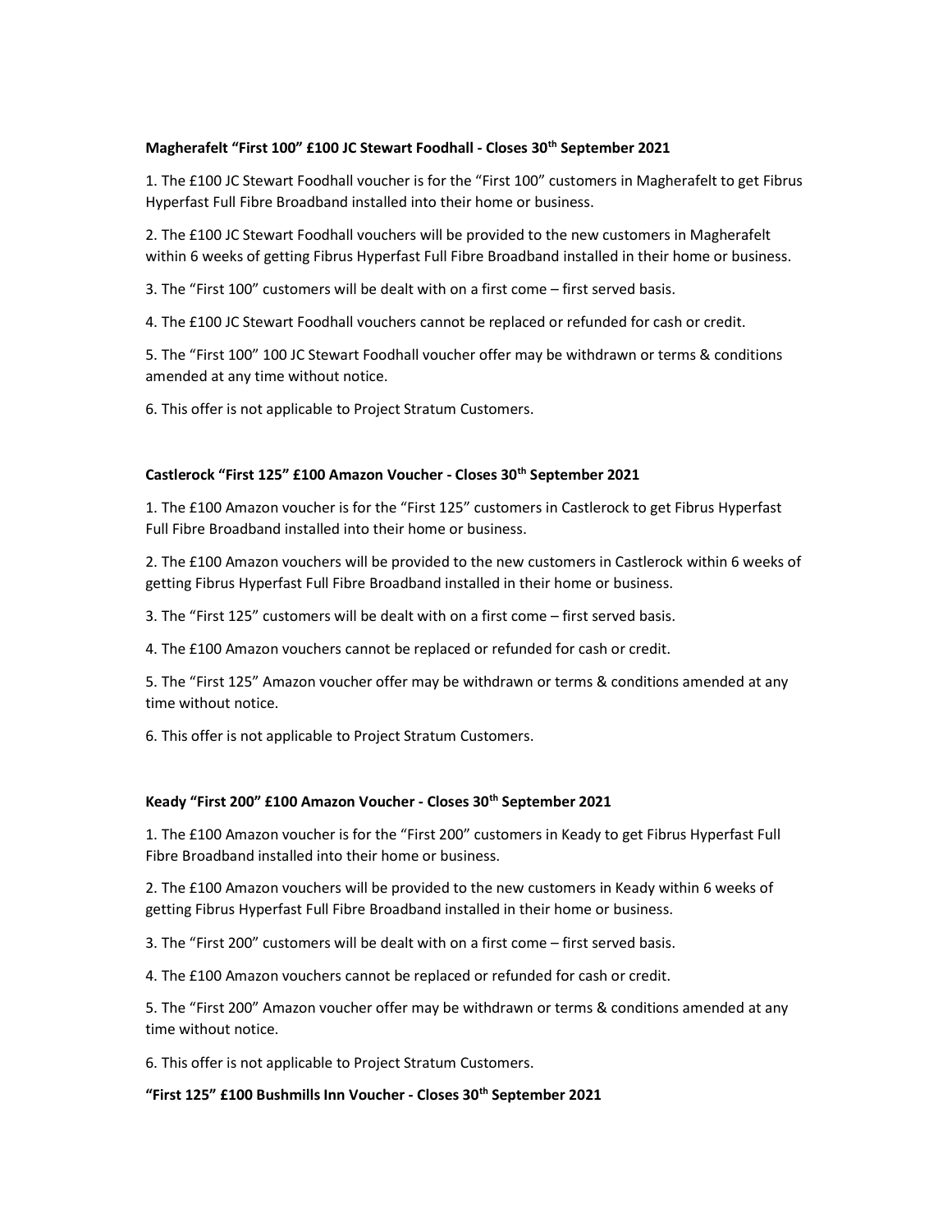**Magherafelt "First 100" £100 JC Stewart Foodhall - Closes 30th September 2021**

1. The £100 JC Stewart Foodhall voucher is for the "First 100" customers in Magherafelt to get Fibrus Hyperfast Full Fibre Broadband installed into their home or business.

2. The £100 JC Stewart Foodhall vouchers will be provided to the new customers in Magherafelt within 6 weeks of getting Fibrus Hyperfast Full Fibre Broadband installed in their home or business.

3. The "First 100" customers will be dealt with on a first come – first served basis.

4. The £100 JC Stewart Foodhall vouchers cannot be replaced or refunded for cash or credit.

5. The "First 100" 100 JC Stewart Foodhall voucher offer may be withdrawn or terms & conditions amended at any time without notice.

6. This offer is not applicable to Project Stratum Customers.

**Castlerock "First 125" £100 Amazon Voucher - Closes 30th September 2021**

1. The £100 Amazon voucher is for the "First 125" customers in Castlerock to get Fibrus Hyperfast Full Fibre Broadband installed into their home or business.

2. The £100 Amazon vouchers will be provided to the new customers in Castlerock within 6 weeks of getting Fibrus Hyperfast Full Fibre Broadband installed in their home or business.

3. The "First 125" customers will be dealt with on a first come – first served basis.

4. The £100 Amazon vouchers cannot be replaced or refunded for cash or credit.

5. The "First 125" Amazon voucher offer may be withdrawn or terms & conditions amended at any time without notice.

6. This offer is not applicable to Project Stratum Customers.

**Keady "First 200" £100 Amazon Voucher - Closes 30th September 2021**

1. The £100 Amazon voucher is for the "First 200" customers in Keady to get Fibrus Hyperfast Full Fibre Broadband installed into their home or business.

2. The £100 Amazon vouchers will be provided to the new customers in Keady within 6 weeks of getting Fibrus Hyperfast Full Fibre Broadband installed in their home or business.

3. The "First 200" customers will be dealt with on a first come – first served basis.

4. The £100 Amazon vouchers cannot be replaced or refunded for cash or credit.

5. The "First 200" Amazon voucher offer may be withdrawn or terms & conditions amended at any time without notice.

6. This offer is not applicable to Project Stratum Customers.

**"First 125" £100 Bushmills Inn Voucher - Closes 30th September 2021**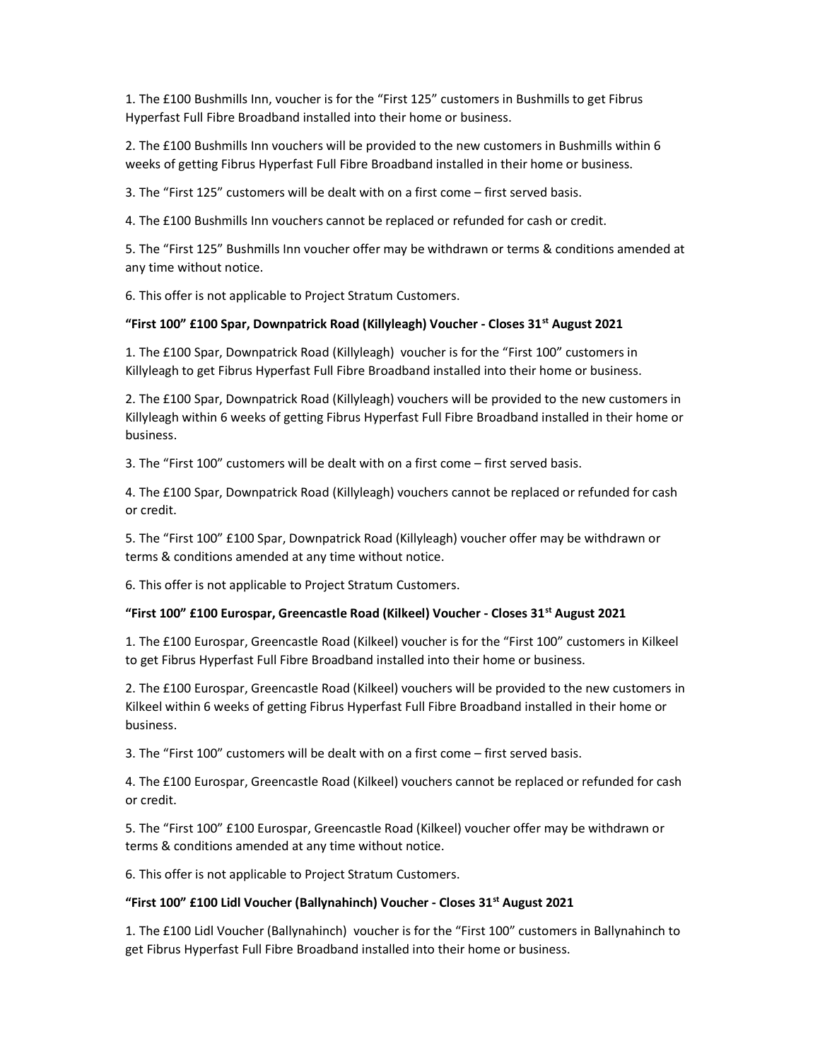1. The £100 Bushmills Inn, voucher is for the "First 125" customers in Bushmills to get Fibrus Hyperfast Full Fibre Broadband installed into their home or business.

2. The £100 Bushmills Inn vouchers will be provided to the new customers in Bushmills within 6 weeks of getting Fibrus Hyperfast Full Fibre Broadband installed in their home or business.

3. The "First 125" customers will be dealt with on a first come – first served basis.

4. The £100 Bushmills Inn vouchers cannot be replaced or refunded for cash or credit.

5. The "First 125" Bushmills Inn voucher offer may be withdrawn or terms & conditions amended at any time without notice.

6. This offer is not applicable to Project Stratum Customers.

**"First 100" £100 Spar, Downpatrick Road (Killyleagh) Voucher - Closes 31st August 2021**

1. The £100 Spar, Downpatrick Road (Killyleagh) voucher is for the "First 100" customers in Killyleagh to get Fibrus Hyperfast Full Fibre Broadband installed into their home or business.

2. The £100 Spar, Downpatrick Road (Killyleagh) vouchers will be provided to the new customers in Killyleagh within 6 weeks of getting Fibrus Hyperfast Full Fibre Broadband installed in their home or business.

3. The "First 100" customers will be dealt with on a first come – first served basis.

4. The £100 Spar, Downpatrick Road (Killyleagh) vouchers cannot be replaced or refunded for cash or credit.

5. The "First 100" £100 Spar, Downpatrick Road (Killyleagh) voucher offer may be withdrawn or terms & conditions amended at any time without notice.

6. This offer is not applicable to Project Stratum Customers.

**"First 100" £100 Eurospar, Greencastle Road (Kilkeel) Voucher - Closes 31st August 2021**

1. The £100 Eurospar, Greencastle Road (Kilkeel) voucher is for the "First 100" customers in Kilkeel to get Fibrus Hyperfast Full Fibre Broadband installed into their home or business.

2. The £100 Eurospar, Greencastle Road (Kilkeel) vouchers will be provided to the new customers in Kilkeel within 6 weeks of getting Fibrus Hyperfast Full Fibre Broadband installed in their home or business.

3. The "First 100" customers will be dealt with on a first come – first served basis.

4. The £100 Eurospar, Greencastle Road (Kilkeel) vouchers cannot be replaced or refunded for cash or credit.

5. The "First 100" £100 Eurospar, Greencastle Road (Kilkeel) voucher offer may be withdrawn or terms & conditions amended at any time without notice.

6. This offer is not applicable to Project Stratum Customers.

**"First 100" £100 Lidl Voucher (Ballynahinch) Voucher - Closes 31st August 2021**

1. The £100 Lidl Voucher (Ballynahinch) voucher is for the "First 100" customers in Ballynahinch to get Fibrus Hyperfast Full Fibre Broadband installed into their home or business.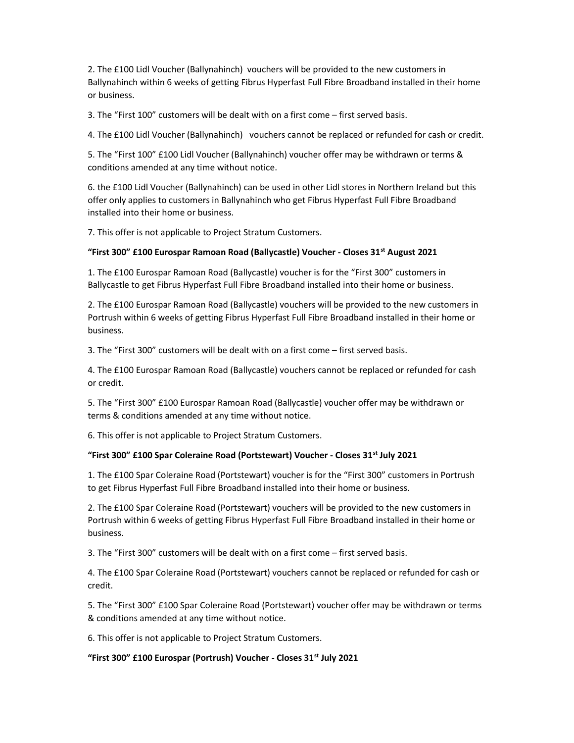2. The £100 Lidl Voucher (Ballynahinch) vouchers will be provided to the new customers in Ballynahinch within 6 weeks of getting Fibrus Hyperfast Full Fibre Broadband installed in their home or business.

3. The “First 100” customers will be dealt with on a first come – first served basis.

4. The £100 Lidl Voucher (Ballynahinch) vouchers cannot be replaced or refunded for cash or credit.

5. The “First 100” £100 Lidl Voucher (Ballynahinch) voucher offer may be withdrawn or terms & conditions amended at any time without notice.

6. the £100 Lidl Voucher (Ballynahinch) can be used in other Lidl stores in Northern Ireland but this offer only applies to customers in Ballynahinch who get Fibrus Hyperfast Full Fibre Broadband installed into their home or business.

7. This offer is not applicable to Project Stratum Customers.

**“First 300” £100 Eurospar Ramoan Road (Ballycastle) Voucher - Closes 31st August 2021**

1. The £100 Eurospar Ramoan Road (Ballycastle) voucher is for the “First 300” customers in Ballycastle to get Fibrus Hyperfast Full Fibre Broadband installed into their home or business.

2. The £100 Eurospar Ramoan Road (Ballycastle) vouchers will be provided to the new customers in Portrush within 6 weeks of getting Fibrus Hyperfast Full Fibre Broadband installed in their home or business.

3. The “First 300” customers will be dealt with on a first come – first served basis.

4. The £100 Eurospar Ramoan Road (Ballycastle) vouchers cannot be replaced or refunded for cash or credit.

5. The “First 300” £100 Eurospar Ramoan Road (Ballycastle) voucher offer may be withdrawn or terms & conditions amended at any time without notice.

6. This offer is not applicable to Project Stratum Customers.

**“First 300” £100 Spar Coleraine Road (Portstewart) Voucher - Closes 31st July 2021**

1. The £100 Spar Coleraine Road (Portstewart) voucher is for the “First 300” customers in Portrush to get Fibrus Hyperfast Full Fibre Broadband installed into their home or business.

2. The £100 Spar Coleraine Road (Portstewart) vouchers will be provided to the new customers in Portrush within 6 weeks of getting Fibrus Hyperfast Full Fibre Broadband installed in their home or business.

3. The “First 300” customers will be dealt with on a first come – first served basis.

4. The £100 Spar Coleraine Road (Portstewart) vouchers cannot be replaced or refunded for cash or credit.

5. The “First 300” £100 Spar Coleraine Road (Portstewart) voucher offer may be withdrawn or terms & conditions amended at any time without notice.

6. This offer is not applicable to Project Stratum Customers.

**“First 300” £100 Eurospar (Portrush) Voucher - Closes 31st July 2021**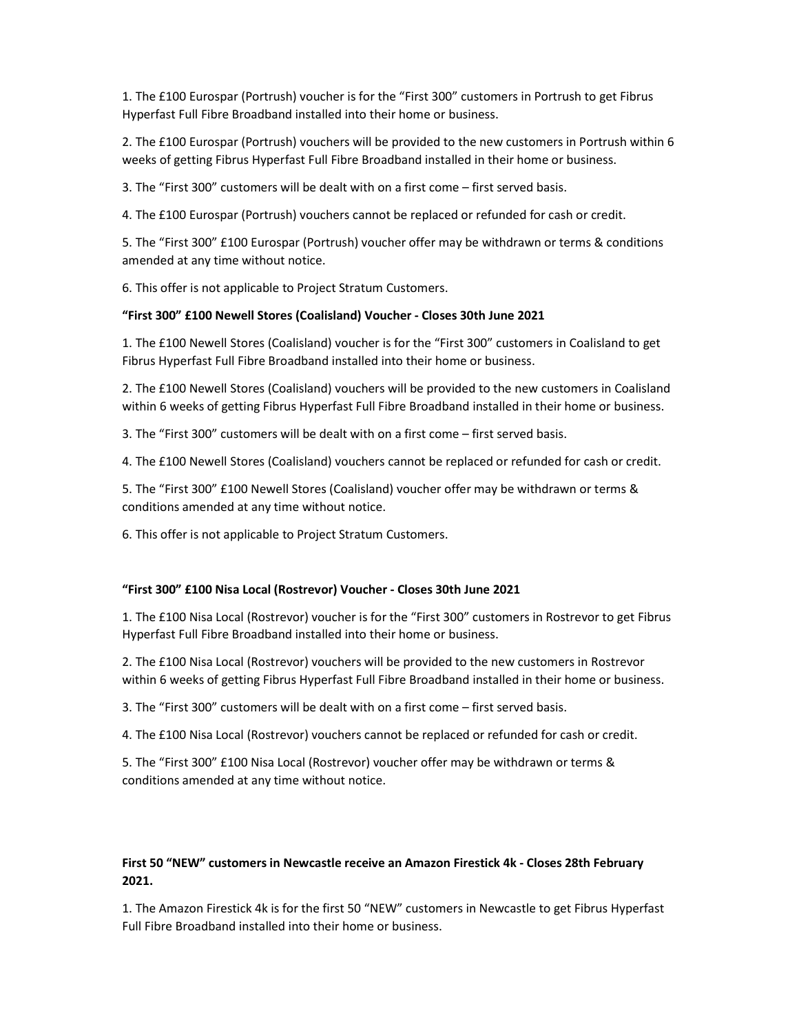1. The £100 Eurospar (Portrush) voucher is for the "First 300" customers in Portrush to get Fibrus Hyperfast Full Fibre Broadband installed into their home or business.

2. The £100 Eurospar (Portrush) vouchers will be provided to the new customers in Portrush within 6 weeks of getting Fibrus Hyperfast Full Fibre Broadband installed in their home or business.

3. The "First 300" customers will be dealt with on a first come – first served basis.

4. The £100 Eurospar (Portrush) vouchers cannot be replaced or refunded for cash or credit.

5. The "First 300" £100 Eurospar (Portrush) voucher offer may be withdrawn or terms & conditions amended at any time without notice.

6. This offer is not applicable to Project Stratum Customers.

**"First 300" £100 Newell Stores (Coalisland) Voucher - Closes 30th June 2021**

1. The £100 Newell Stores (Coalisland) voucher is for the "First 300" customers in Coalisland to get Fibrus Hyperfast Full Fibre Broadband installed into their home or business.

2. The £100 Newell Stores (Coalisland) vouchers will be provided to the new customers in Coalisland within 6 weeks of getting Fibrus Hyperfast Full Fibre Broadband installed in their home or business.

3. The "First 300" customers will be dealt with on a first come – first served basis.

4. The £100 Newell Stores (Coalisland) vouchers cannot be replaced or refunded for cash or credit.

5. The "First 300" £100 Newell Stores (Coalisland) voucher offer may be withdrawn or terms & conditions amended at any time without notice.

6. This offer is not applicable to Project Stratum Customers.

**"First 300" £100 Nisa Local (Rostrevor) Voucher - Closes 30th June 2021**

1. The £100 Nisa Local (Rostrevor) voucher is for the "First 300" customers in Rostrevor to get Fibrus Hyperfast Full Fibre Broadband installed into their home or business.

2. The £100 Nisa Local (Rostrevor) vouchers will be provided to the new customers in Rostrevor within 6 weeks of getting Fibrus Hyperfast Full Fibre Broadband installed in their home or business.

3. The "First 300" customers will be dealt with on a first come – first served basis.

4. The £100 Nisa Local (Rostrevor) vouchers cannot be replaced or refunded for cash or credit.

5. The "First 300" £100 Nisa Local (Rostrevor) voucher offer may be withdrawn or terms & conditions amended at any time without notice.

**First 50 "NEW" customers in Newcastle receive an Amazon Firestick 4k - Closes 28th February 2021.**

1. The Amazon Firestick 4k is for the first 50 "NEW" customers in Newcastle to get Fibrus Hyperfast Full Fibre Broadband installed into their home or business.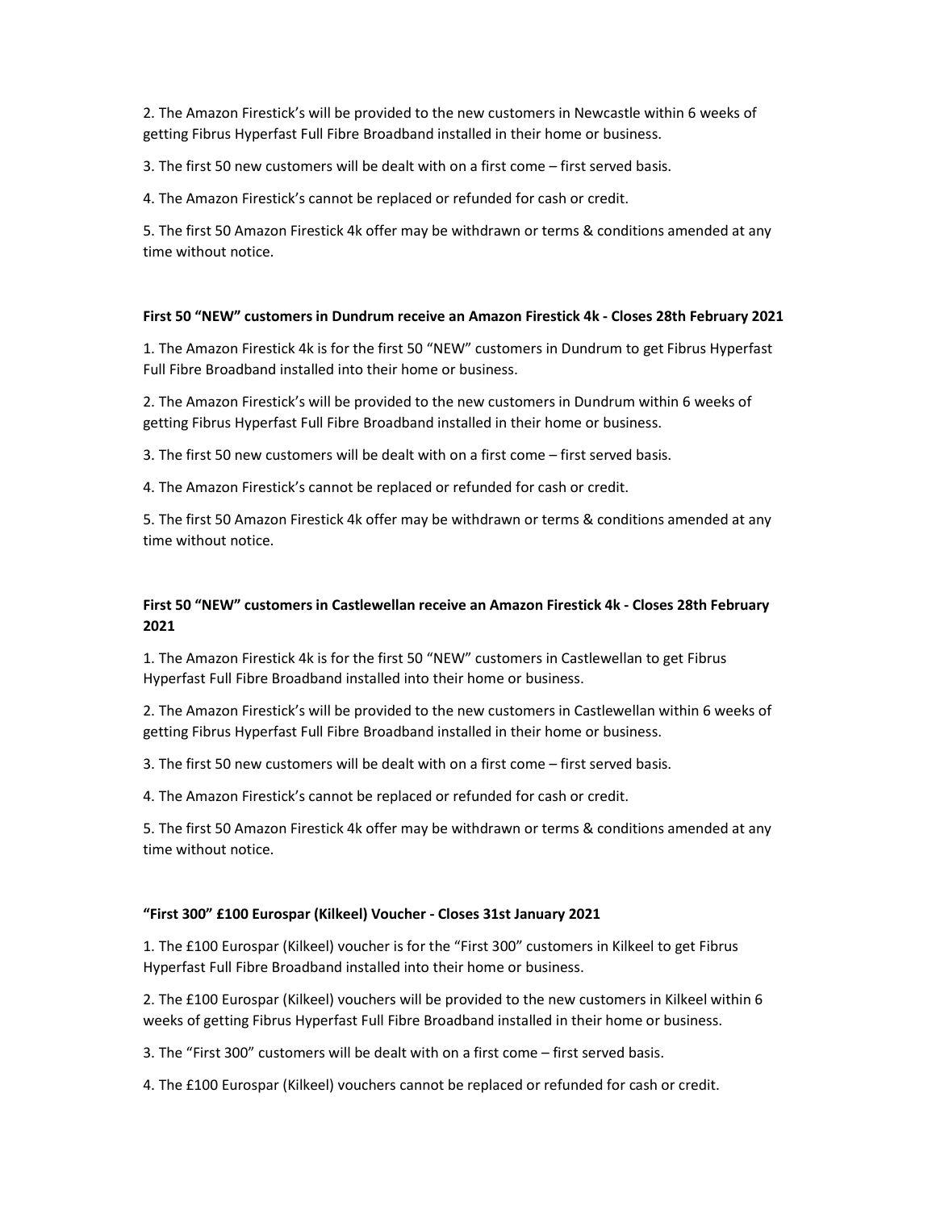2. The Amazon Firestick's will be provided to the new customers in Newcastle within 6 weeks of getting Fibrus Hyperfast Full Fibre Broadband installed in their home or business.

3. The first 50 new customers will be dealt with on a first come – first served basis.

4. The Amazon Firestick's cannot be replaced or refunded for cash or credit.

5. The first 50 Amazon Firestick 4k offer may be withdrawn or terms & conditions amended at any time without notice.

**First 50 "NEW" customers in Dundrum receive an Amazon Firestick 4k - Closes 28th February 2021**

1. The Amazon Firestick 4k is for the first 50 "NEW" customers in Dundrum to get Fibrus Hyperfast Full Fibre Broadband installed into their home or business.

2. The Amazon Firestick's will be provided to the new customers in Dundrum within 6 weeks of getting Fibrus Hyperfast Full Fibre Broadband installed in their home or business.

3. The first 50 new customers will be dealt with on a first come – first served basis.

4. The Amazon Firestick's cannot be replaced or refunded for cash or credit.

5. The first 50 Amazon Firestick 4k offer may be withdrawn or terms & conditions amended at any time without notice.

**First 50 "NEW" customers in Castlewellan receive an Amazon Firestick 4k - Closes 28th February 2021**

1. The Amazon Firestick 4k is for the first 50 "NEW" customers in Castlewellan to get Fibrus Hyperfast Full Fibre Broadband installed into their home or business.

2. The Amazon Firestick's will be provided to the new customers in Castlewellan within 6 weeks of getting Fibrus Hyperfast Full Fibre Broadband installed in their home or business.

3. The first 50 new customers will be dealt with on a first come – first served basis.

4. The Amazon Firestick's cannot be replaced or refunded for cash or credit.

5. The first 50 Amazon Firestick 4k offer may be withdrawn or terms & conditions amended at any time without notice.

**"First 300" £100 Eurospar (Kilkeel) Voucher - Closes 31st January 2021**

1. The £100 Eurospar (Kilkeel) voucher is for the "First 300" customers in Kilkeel to get Fibrus Hyperfast Full Fibre Broadband installed into their home or business.

2. The £100 Eurospar (Kilkeel) vouchers will be provided to the new customers in Kilkeel within 6 weeks of getting Fibrus Hyperfast Full Fibre Broadband installed in their home or business.

3. The "First 300" customers will be dealt with on a first come – first served basis.

4. The £100 Eurospar (Kilkeel) vouchers cannot be replaced or refunded for cash or credit.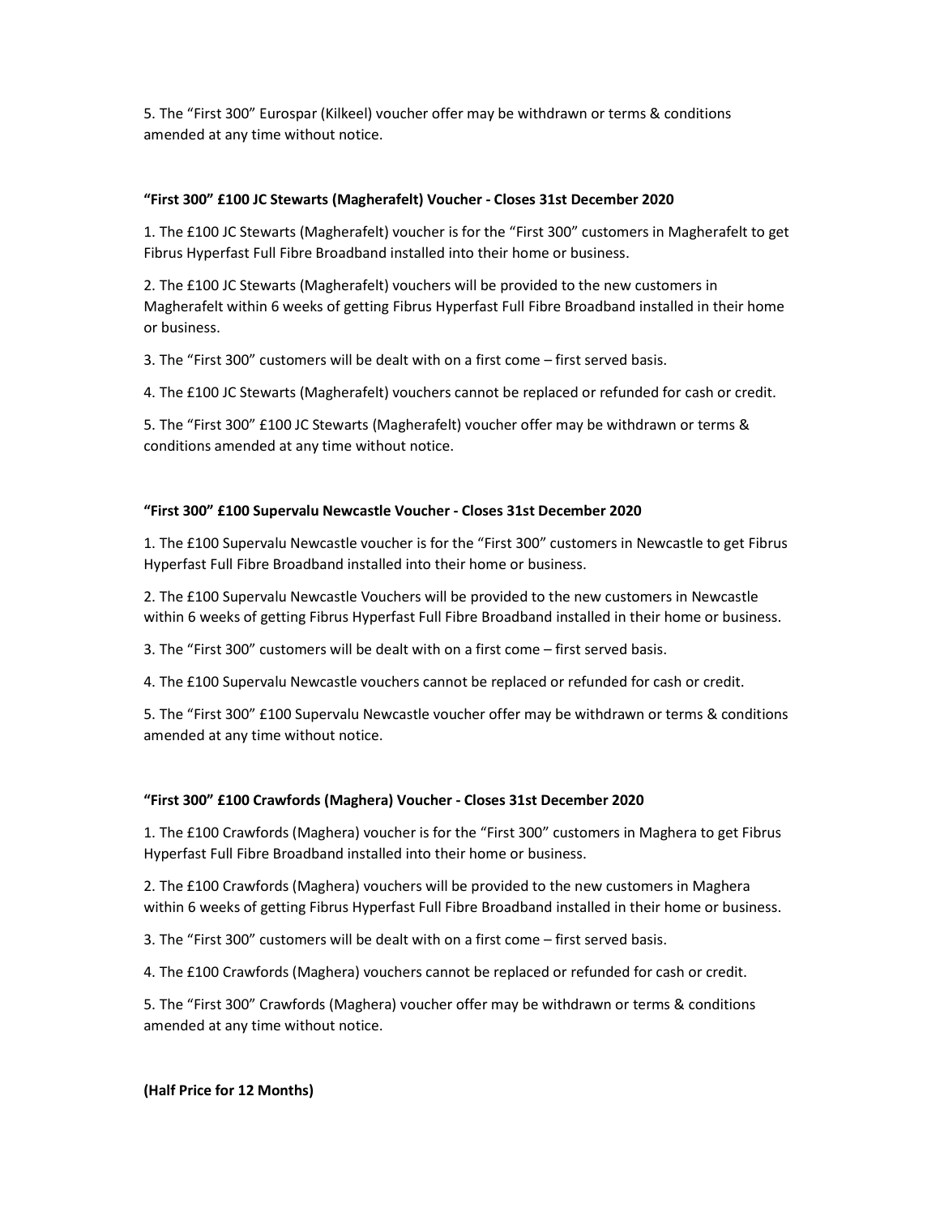5. The "First 300" Eurospar (Kilkeel) voucher offer may be withdrawn or terms & conditions amended at any time without notice.

**"First 300" £100 JC Stewarts (Magherafelt) Voucher - Closes 31st December 2020**

1. The £100 JC Stewarts (Magherafelt) voucher is for the "First 300" customers in Magherafelt to get Fibrus Hyperfast Full Fibre Broadband installed into their home or business.

2. The £100 JC Stewarts (Magherafelt) vouchers will be provided to the new customers in Magherafelt within 6 weeks of getting Fibrus Hyperfast Full Fibre Broadband installed in their home or business.

3. The "First 300" customers will be dealt with on a first come – first served basis.

4. The £100 JC Stewarts (Magherafelt) vouchers cannot be replaced or refunded for cash or credit.

5. The "First 300" £100 JC Stewarts (Magherafelt) voucher offer may be withdrawn or terms & conditions amended at any time without notice.

**"First 300" £100 Supervalu Newcastle Voucher - Closes 31st December 2020**

1. The £100 Supervalu Newcastle voucher is for the "First 300" customers in Newcastle to get Fibrus Hyperfast Full Fibre Broadband installed into their home or business.

2. The £100 Supervalu Newcastle Vouchers will be provided to the new customers in Newcastle within 6 weeks of getting Fibrus Hyperfast Full Fibre Broadband installed in their home or business.

3. The "First 300" customers will be dealt with on a first come – first served basis.

4. The £100 Supervalu Newcastle vouchers cannot be replaced or refunded for cash or credit.

5. The "First 300" £100 Supervalu Newcastle voucher offer may be withdrawn or terms & conditions amended at any time without notice.

**"First 300" £100 Crawfords (Maghera) Voucher - Closes 31st December 2020**

1. The £100 Crawfords (Maghera) voucher is for the "First 300" customers in Maghera to get Fibrus Hyperfast Full Fibre Broadband installed into their home or business.

2. The £100 Crawfords (Maghera) vouchers will be provided to the new customers in Maghera within 6 weeks of getting Fibrus Hyperfast Full Fibre Broadband installed in their home or business.

3. The "First 300" customers will be dealt with on a first come – first served basis.

4. The £100 Crawfords (Maghera) vouchers cannot be replaced or refunded for cash or credit.

5. The "First 300" Crawfords (Maghera) voucher offer may be withdrawn or terms & conditions amended at any time without notice.

**(Half Price for 12 Months)**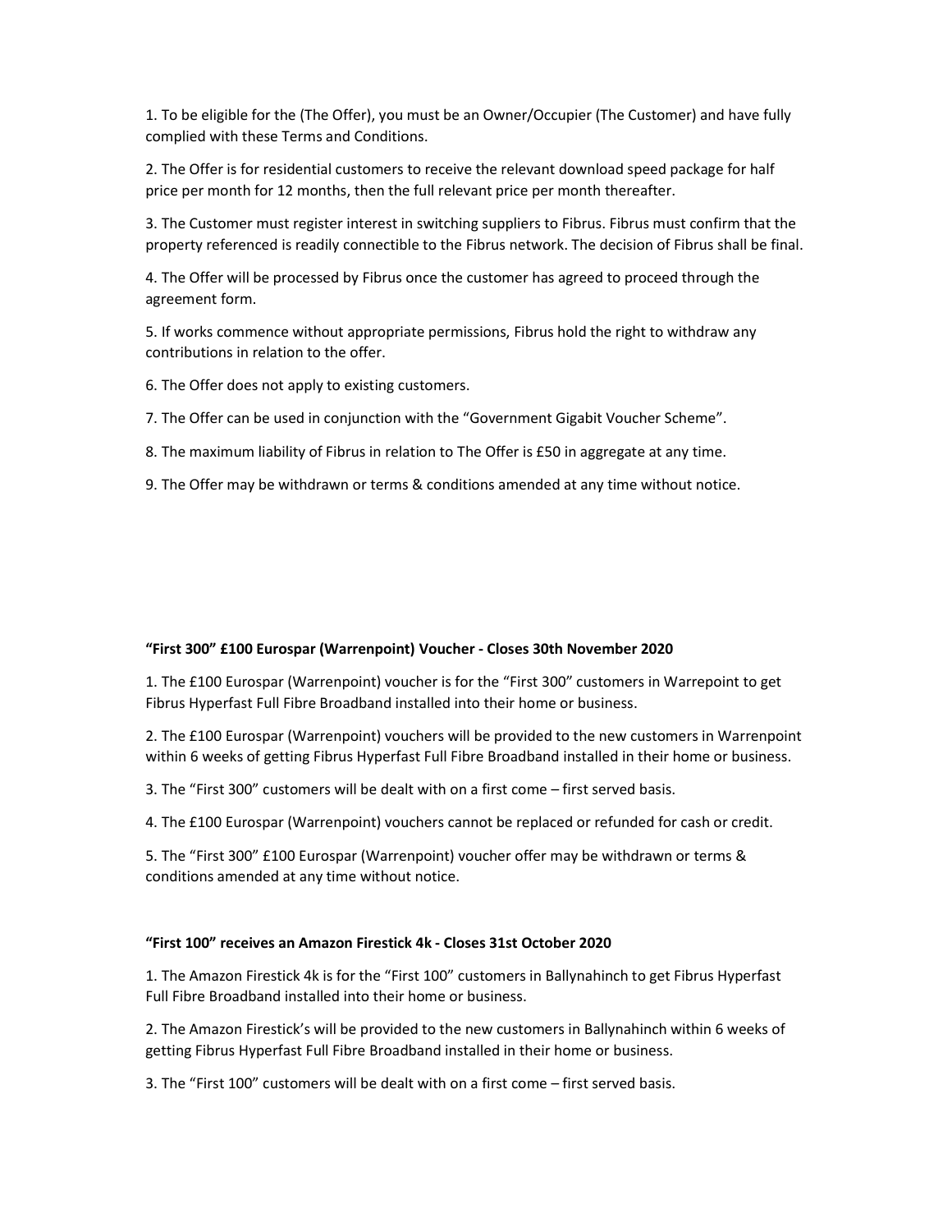1. To be eligible for the (The Offer), you must be an Owner/Occupier (The Customer) and have fully complied with these Terms and Conditions.

2. The Offer is for residential customers to receive the relevant download speed package for half price per month for 12 months, then the full relevant price per month thereafter.

3. The Customer must register interest in switching suppliers to Fibrus. Fibrus must confirm that the property referenced is readily connectible to the Fibrus network. The decision of Fibrus shall be final.

4. The Offer will be processed by Fibrus once the customer has agreed to proceed through the agreement form.

5. If works commence without appropriate permissions, Fibrus hold the right to withdraw any contributions in relation to the offer.

6. The Offer does not apply to existing customers.

7. The Offer can be used in conjunction with the "Government Gigabit Voucher Scheme".

8. The maximum liability of Fibrus in relation to The Offer is £50 in aggregate at any time.

9. The Offer may be withdrawn or terms & conditions amended at any time without notice.

**"First 300" £100 Eurospar (Warrenpoint) Voucher - Closes 30th November 2020**

1. The £100 Eurospar (Warrenpoint) voucher is for the "First 300" customers in Warrepoint to get Fibrus Hyperfast Full Fibre Broadband installed into their home or business.

2. The £100 Eurospar (Warrenpoint) vouchers will be provided to the new customers in Warrenpoint within 6 weeks of getting Fibrus Hyperfast Full Fibre Broadband installed in their home or business.

3. The "First 300" customers will be dealt with on a first come – first served basis.

4. The £100 Eurospar (Warrenpoint) vouchers cannot be replaced or refunded for cash or credit.

5. The "First 300" £100 Eurospar (Warrenpoint) voucher offer may be withdrawn or terms & conditions amended at any time without notice.

**"First 100" receives an Amazon Firestick 4k - Closes 31st October 2020**

1. The Amazon Firestick 4k is for the "First 100" customers in Ballynahinch to get Fibrus Hyperfast Full Fibre Broadband installed into their home or business.

2. The Amazon Firestick's will be provided to the new customers in Ballynahinch within 6 weeks of getting Fibrus Hyperfast Full Fibre Broadband installed in their home or business.

3. The "First 100" customers will be dealt with on a first come – first served basis.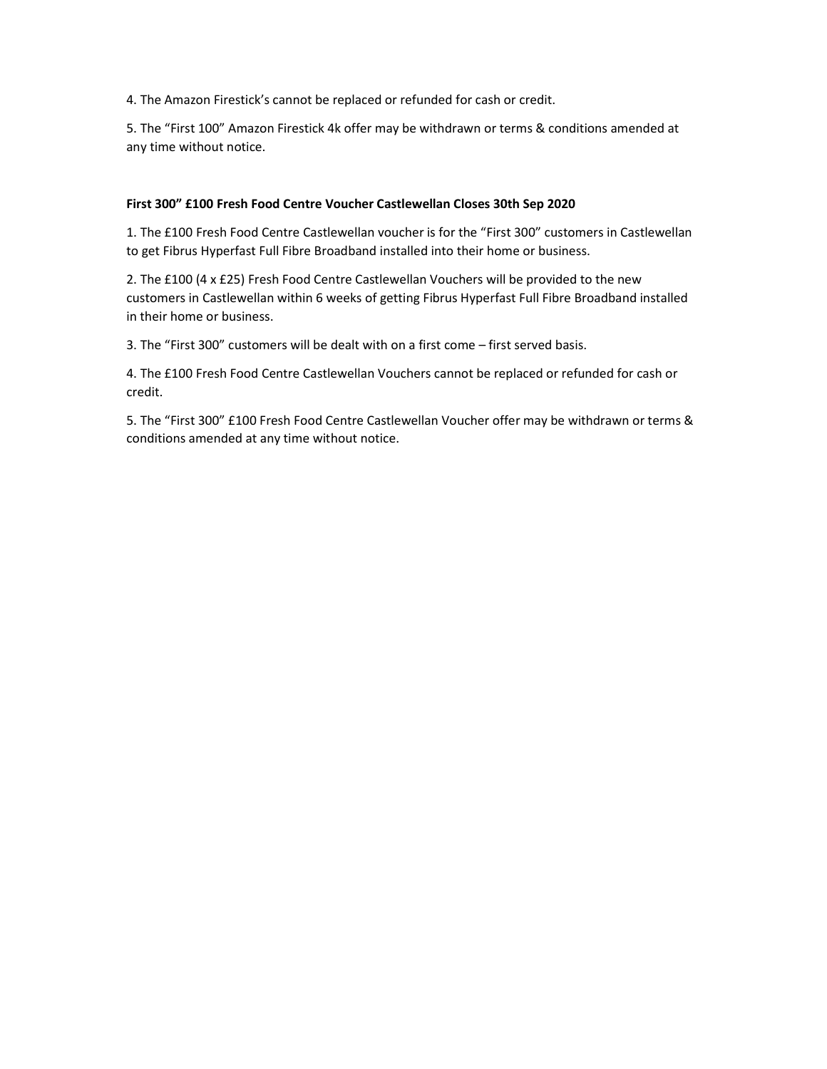4. The Amazon Firestick's cannot be replaced or refunded for cash or credit.

5. The "First 100" Amazon Firestick 4k offer may be withdrawn or terms & conditions amended at any time without notice.

**First 300" £100 Fresh Food Centre Voucher Castlewellan Closes 30th Sep 2020**

1. The £100 Fresh Food Centre Castlewellan voucher is for the "First 300" customers in Castlewellan to get Fibrus Hyperfast Full Fibre Broadband installed into their home or business.

2. The £100 (4 x £25) Fresh Food Centre Castlewellan Vouchers will be provided to the new customers in Castlewellan within 6 weeks of getting Fibrus Hyperfast Full Fibre Broadband installed in their home or business.

3. The "First 300" customers will be dealt with on a first come – first served basis.

4. The £100 Fresh Food Centre Castlewellan Vouchers cannot be replaced or refunded for cash or credit.

5. The "First 300" £100 Fresh Food Centre Castlewellan Voucher offer may be withdrawn or terms & conditions amended at any time without notice.